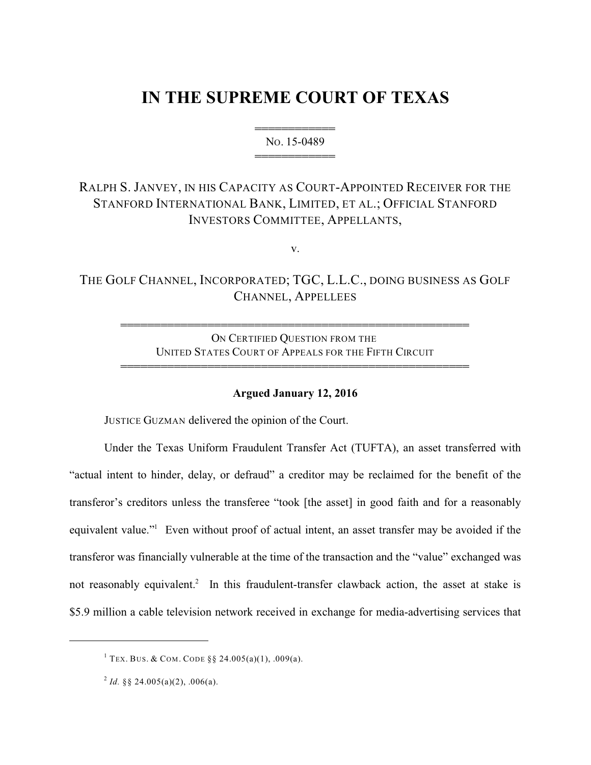# IN THE SUPREME COURT OF TEXAS

No. 15-0489

RALPH S. JANVEY, IN HIS CAPACITY AS COURT-APPOINTED RECEIVER FOR THE STANFORD INTERNATIONAL BANK, LIMITED, ET AL.; OFFICIAL STANFORD INVESTORS COMMITTEE, APPELLANTS,

v.

THE GOLF CHANNEL, INCORPORATED; TGC, L.L.C., DOING BUSINESS AS GOLF CHANNEL, APPELLEES

ON CERTIFIED QUESTION FROM THE UNITED STATES COURT OF APPEALS FOR THE FIFTH CIRCUIT

**Argued January 12, 2016**

JUSTICE GUZMAN delivered the opinion of the Court.

Under the Texas Uniform Fraudulent Transfer Act (TUFTA), an asset transferred with "actual intent to hinder, delay, or defraud" a creditor may be reclaimed for the benefit of the transferor's creditors unless the transferee "took [the asset] in good faith and for a reasonably equivalent value."[1] Even without proof of actual intent, an asset transfer may be avoided if the transferor was financially vulnerable at the time of the transaction and the "value" exchanged was not reasonably equivalent.[2] In this fraudulent-transfer clawback action, the asset at stake is $5.9 million a cable television network received in exchange for media-advertising services that

---

[1] TEX. BUS. & COM. CODE §§ 24.005(a)(1), .009(a).

[2] *Id.* §§ 24.005(a)(2), .006(a).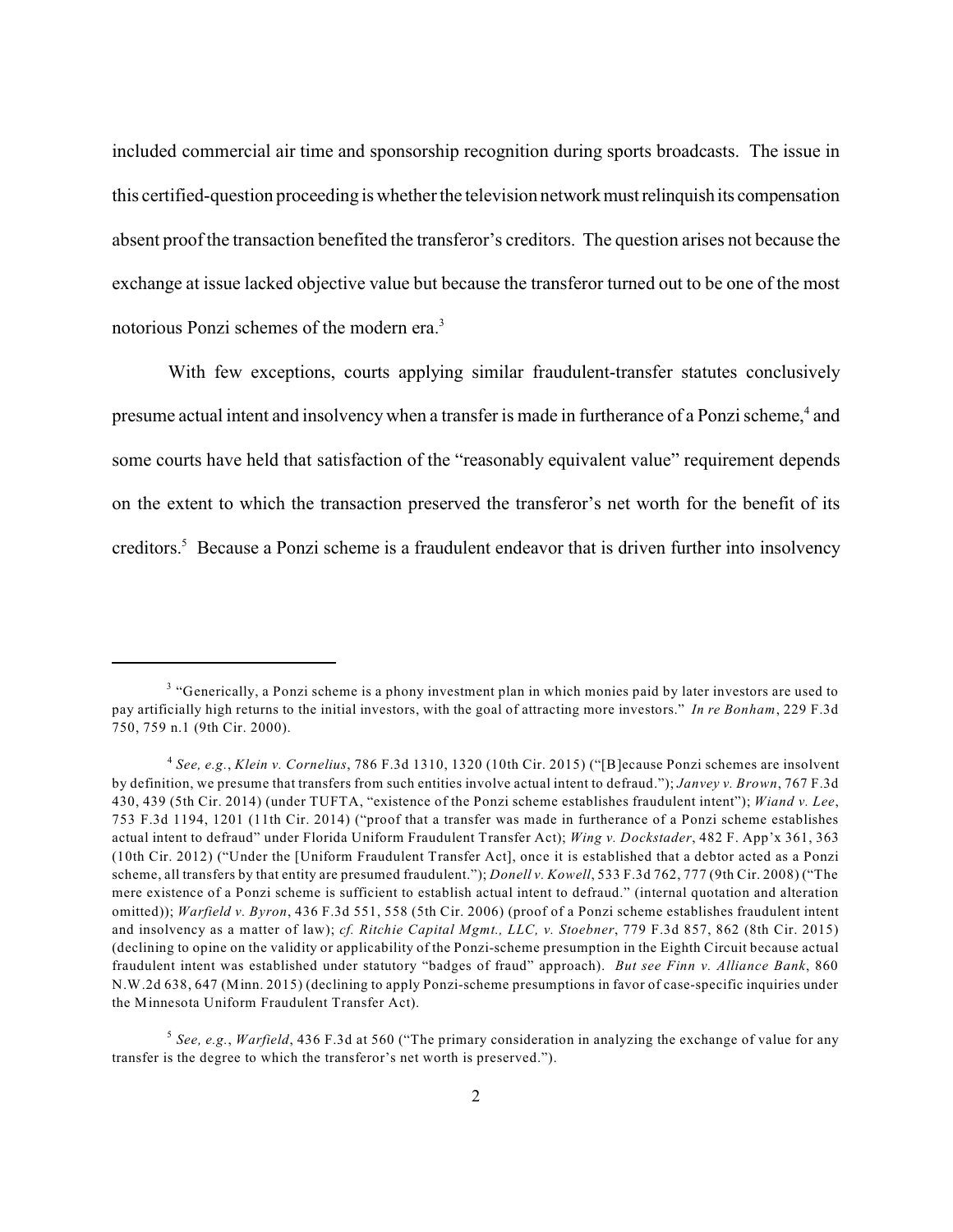included commercial air time and sponsorship recognition during sports broadcasts. The issue in this certified-question proceeding is whether the television network must relinquish its compensation absent proof the transaction benefited the transferor's creditors. The question arises not because the exchange at issue lacked objective value but because the transferor turned out to be one of the most notorious Ponzi schemes of the modern era.[3]

With few exceptions, courts applying similar fraudulent-transfer statutes conclusively presume actual intent and insolvency when a transfer is made in furtherance of a Ponzi scheme,[4] and some courts have held that satisfaction of the "reasonably equivalent value" requirement depends on the extent to which the transaction preserved the transferor's net worth for the benefit of its creditors.[5] Because a Ponzi scheme is a fraudulent endeavor that is driven further into insolvency

---

[3] "Generically, a Ponzi scheme is a phony investment plan in which monies paid by later investors are used to pay artificially high returns to the initial investors, with the goal of attracting more investors." *In re Bonham*, 229 F.3d 750, 759 n.1 (9th Cir. 2000).

[4] *See, e.g.*, *Klein v. Cornelius*, 786 F.3d 1310, 1320 (10th Cir. 2015) ("[B]ecause Ponzi schemes are insolvent by definition, we presume that transfers from such entities involve actual intent to defraud."); *Janvey v. Brown*, 767 F.3d 430, 439 (5th Cir. 2014) (under TUFTA, "existence of the Ponzi scheme establishes fraudulent intent"); *Wiand v. Lee*, 753 F.3d 1194, 1201 (11th Cir. 2014) ("proof that a transfer was made in furtherance of a Ponzi scheme establishes actual intent to defraud" under Florida Uniform Fraudulent Transfer Act); *Wing v. Dockstader*, 482 F. App'x 361, 363 (10th Cir. 2012) ("Under the [Uniform Fraudulent Transfer Act], once it is established that a debtor acted as a Ponzi scheme, all transfers by that entity are presumed fraudulent."); *Donell v. Kowell*, 533 F.3d 762, 777 (9th Cir. 2008) ("The mere existence of a Ponzi scheme is sufficient to establish actual intent to defraud." (internal quotation and alteration omitted)); *Warfield v. Byron*, 436 F.3d 551, 558 (5th Cir. 2006) (proof of a Ponzi scheme establishes fraudulent intent and insolvency as a matter of law); *cf. Ritchie Capital Mgmt., LLC, v. Stoebner*, 779 F.3d 857, 862 (8th Cir. 2015) (declining to opine on the validity or applicability of the Ponzi-scheme presumption in the Eighth Circuit because actual fraudulent intent was established under statutory "badges of fraud" approach). *But see Finn v. Alliance Bank*, 860 N.W.2d 638, 647 (Minn. 2015) (declining to apply Ponzi-scheme presumptions in favor of case-specific inquiries under the Minnesota Uniform Fraudulent Transfer Act).

[5] *See, e.g.*, *Warfield*, 436 F.3d at 560 ("The primary consideration in analyzing the exchange of value for any transfer is the degree to which the transferor's net worth is preserved.").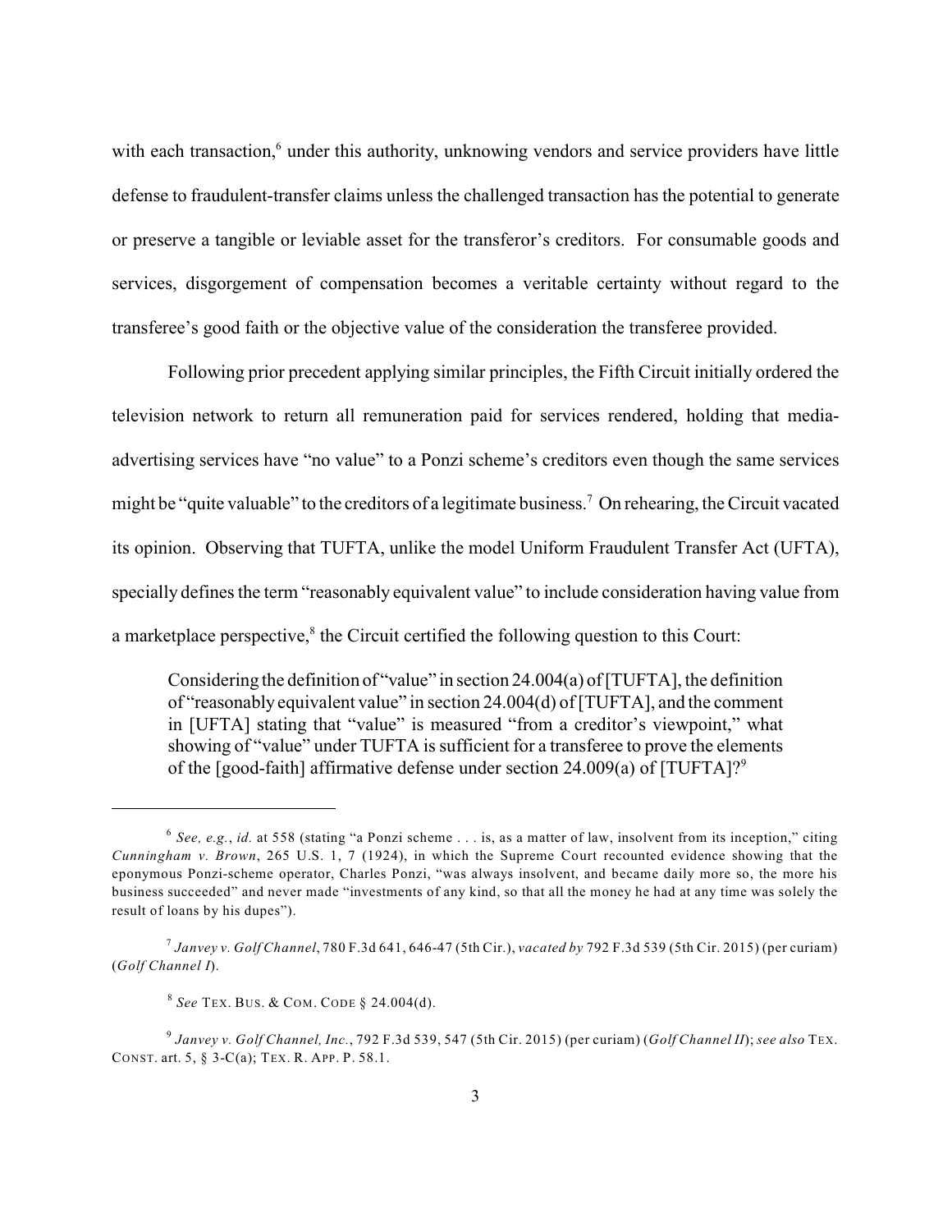with each transaction,[6] under this authority, unknowing vendors and service providers have little defense to fraudulent-transfer claims unless the challenged transaction has the potential to generate or preserve a tangible or leviable asset for the transferor's creditors. For consumable goods and services, disgorgement of compensation becomes a veritable certainty without regard to the transferee's good faith or the objective value of the consideration the transferee provided.

Following prior precedent applying similar principles, the Fifth Circuit initially ordered the television network to return all remuneration paid for services rendered, holding that media-advertising services have "no value" to a Ponzi scheme's creditors even though the same services might be "quite valuable" to the creditors of a legitimate business.[7] On rehearing, the Circuit vacated its opinion. Observing that TUFTA, unlike the model Uniform Fraudulent Transfer Act (UFTA), specially defines the term "reasonably equivalent value" to include consideration having value from a marketplace perspective,[8] the Circuit certified the following question to this Court:

> Considering the definition of "value" in section 24.004(a) of [TUFTA], the definition of "reasonably equivalent value" in section 24.004(d) of [TUFTA], and the comment in [UFTA] stating that "value" is measured "from a creditor's viewpoint," what showing of "value" under TUFTA is sufficient for a transferee to prove the elements of the [good-faith] affirmative defense under section 24.009(a) of [TUFTA]?[9]

---

[6] *See, e.g.*, *id.* at 558 (stating "a Ponzi scheme . . . is, as a matter of law, insolvent from its inception," citing *Cunningham v. Brown*, 265 U.S. 1, 7 (1924), in which the Supreme Court recounted evidence showing that the eponymous Ponzi-scheme operator, Charles Ponzi, "was always insolvent, and became daily more so, the more his business succeeded" and never made "investments of any kind, so that all the money he had at any time was solely the result of loans by his dupes").

[7] *Janvey v. Golf Channel*, 780 F.3d 641, 646-47 (5th Cir.), *vacated by* 792 F.3d 539 (5th Cir. 2015) (per curiam) (*Golf Channel I*).

[8] *See* TEX. BUS. & COM. CODE § 24.004(d).

[9] *Janvey v. Golf Channel, Inc.*, 792 F.3d 539, 547 (5th Cir. 2015) (per curiam) (*Golf Channel II*); *see also* TEX. CONST. art. 5, § 3-C(a); TEX. R. APP. P. 58.1.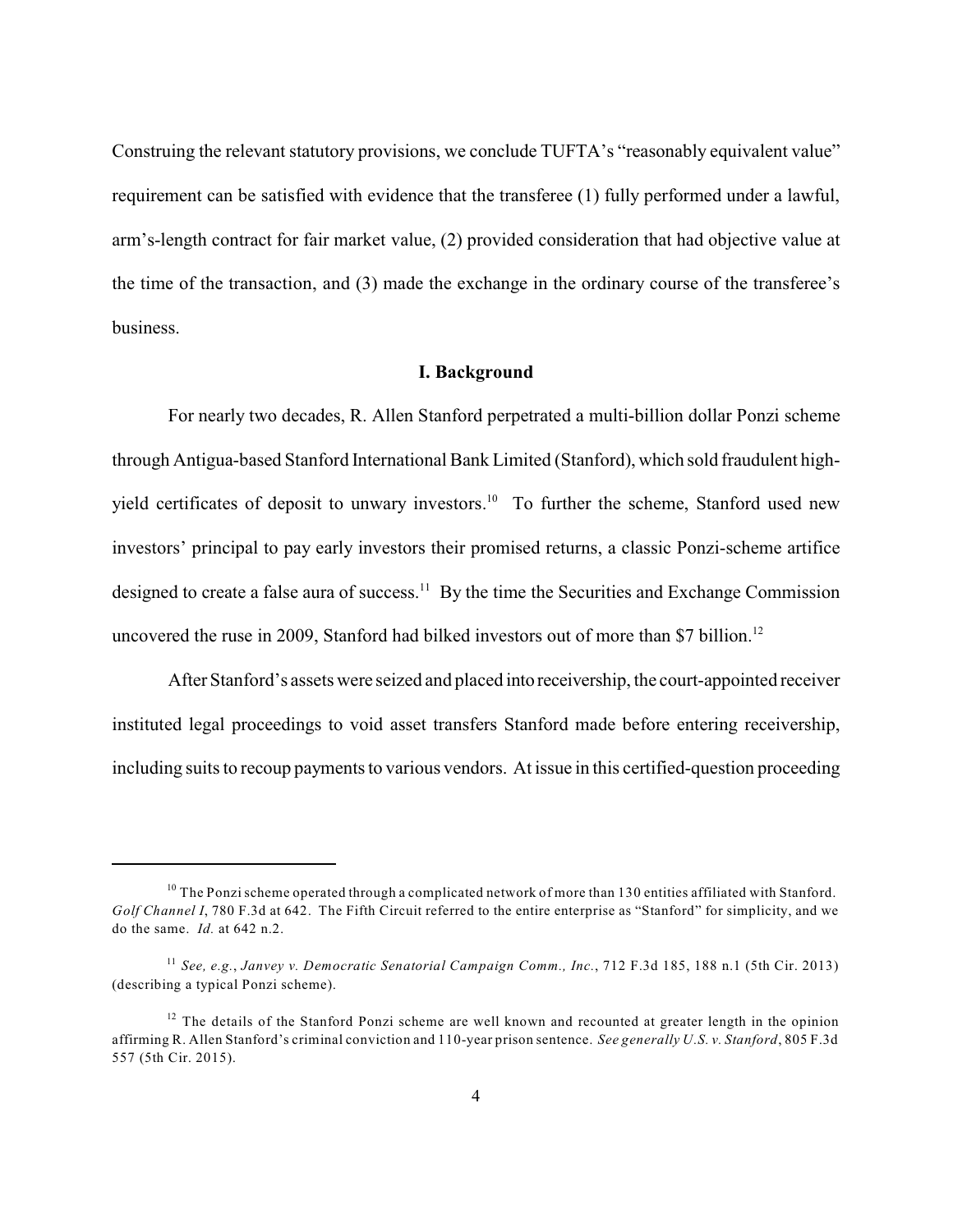Construing the relevant statutory provisions, we conclude TUFTA's "reasonably equivalent value" requirement can be satisfied with evidence that the transferee (1) fully performed under a lawful, arm's-length contract for fair market value, (2) provided consideration that had objective value at the time of the transaction, and (3) made the exchange in the ordinary course of the transferee's business.

## I. Background

For nearly two decades, R. Allen Stanford perpetrated a multi-billion dollar Ponzi scheme through Antigua-based Stanford International Bank Limited (Stanford), which sold fraudulent high-yield certificates of deposit to unwary investors.[10] To further the scheme, Stanford used new investors' principal to pay early investors their promised returns, a classic Ponzi-scheme artifice designed to create a false aura of success.[11] By the time the Securities and Exchange Commission uncovered the ruse in 2009, Stanford had bilked investors out of more than $7 billion.[12]

After Stanford's assets were seized and placed into receivership, the court-appointed receiver instituted legal proceedings to void asset transfers Stanford made before entering receivership, including suits to recoup payments to various vendors. At issue in this certified-question proceeding

---

[10] The Ponzi scheme operated through a complicated network of more than 130 entities affiliated with Stanford. *Golf Channel I*, 780 F.3d at 642. The Fifth Circuit referred to the entire enterprise as "Stanford" for simplicity, and we do the same. *Id.* at 642 n.2.

[11] *See, e.g.*, *Janvey v. Democratic Senatorial Campaign Comm., Inc.*, 712 F.3d 185, 188 n.1 (5th Cir. 2013) (describing a typical Ponzi scheme).

[12] The details of the Stanford Ponzi scheme are well known and recounted at greater length in the opinion affirming R. Allen Stanford's criminal conviction and 110-year prison sentence. *See generally U.S. v. Stanford*, 805 F.3d 557 (5th Cir. 2015).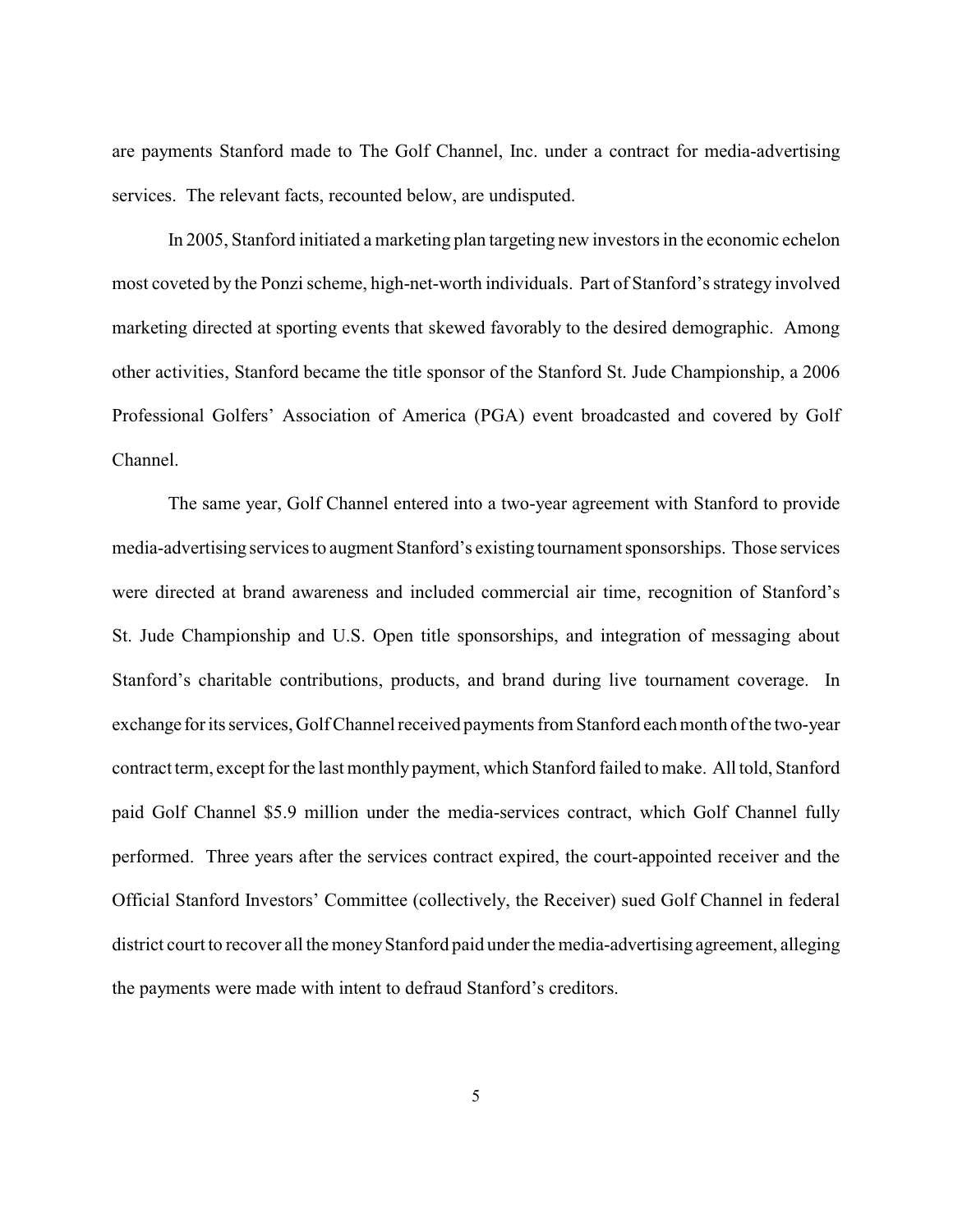are payments Stanford made to The Golf Channel, Inc. under a contract for media-advertising services. The relevant facts, recounted below, are undisputed.

In 2005, Stanford initiated a marketing plan targeting new investors in the economic echelon most coveted by the Ponzi scheme, high-net-worth individuals. Part of Stanford's strategy involved marketing directed at sporting events that skewed favorably to the desired demographic. Among other activities, Stanford became the title sponsor of the Stanford St. Jude Championship, a 2006 Professional Golfers' Association of America (PGA) event broadcasted and covered by Golf Channel.

The same year, Golf Channel entered into a two-year agreement with Stanford to provide media-advertising services to augment Stanford's existing tournament sponsorships. Those services were directed at brand awareness and included commercial air time, recognition of Stanford's St. Jude Championship and U.S. Open title sponsorships, and integration of messaging about Stanford's charitable contributions, products, and brand during live tournament coverage. In exchange for its services, Golf Channel received payments from Stanford each month of the two-year contract term, except for the last monthly payment, which Stanford failed to make. All told, Stanford paid Golf Channel $5.9 million under the media-services contract, which Golf Channel fully performed. Three years after the services contract expired, the court-appointed receiver and the Official Stanford Investors' Committee (collectively, the Receiver) sued Golf Channel in federal district court to recover all the money Stanford paid under the media-advertising agreement, alleging the payments were made with intent to defraud Stanford's creditors.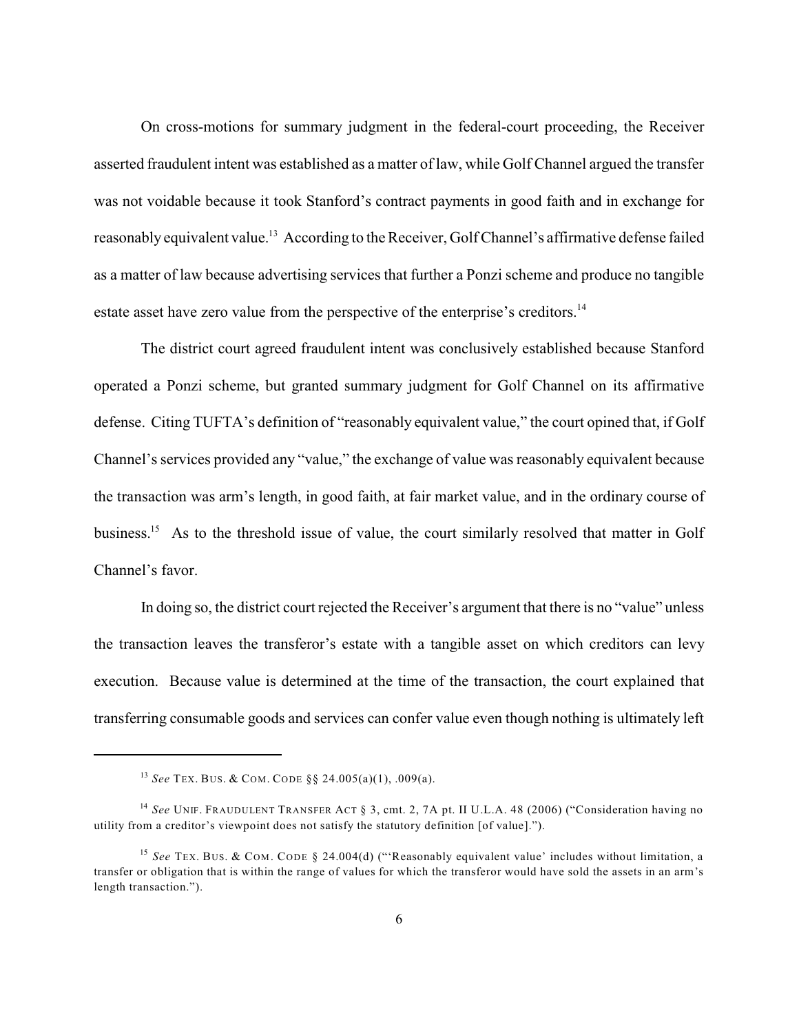On cross-motions for summary judgment in the federal-court proceeding, the Receiver asserted fraudulent intent was established as a matter of law, while Golf Channel argued the transfer was not voidable because it took Stanford's contract payments in good faith and in exchange for reasonably equivalent value.[13] According to the Receiver, Golf Channel's affirmative defense failed as a matter of law because advertising services that further a Ponzi scheme and produce no tangible estate asset have zero value from the perspective of the enterprise's creditors.[14]

The district court agreed fraudulent intent was conclusively established because Stanford operated a Ponzi scheme, but granted summary judgment for Golf Channel on its affirmative defense. Citing TUFTA's definition of "reasonably equivalent value," the court opined that, if Golf Channel's services provided any "value," the exchange of value was reasonably equivalent because the transaction was arm's length, in good faith, at fair market value, and in the ordinary course of business.[15] As to the threshold issue of value, the court similarly resolved that matter in Golf Channel's favor.

In doing so, the district court rejected the Receiver's argument that there is no "value" unless the transaction leaves the transferor's estate with a tangible asset on which creditors can levy execution. Because value is determined at the time of the transaction, the court explained that transferring consumable goods and services can confer value even though nothing is ultimately left

---

[13] *See* TEX. BUS. & COM. CODE §§ 24.005(a)(1), .009(a).

[14] *See* UNIF. FRAUDULENT TRANSFER ACT § 3, cmt. 2, 7A pt. II U.L.A. 48 (2006) ("Consideration having no utility from a creditor's viewpoint does not satisfy the statutory definition [of value].").

[15] *See* TEX. BUS. & COM. CODE § 24.004(d) ("'Reasonably equivalent value' includes without limitation, a transfer or obligation that is within the range of values for which the transferor would have sold the assets in an arm's length transaction.").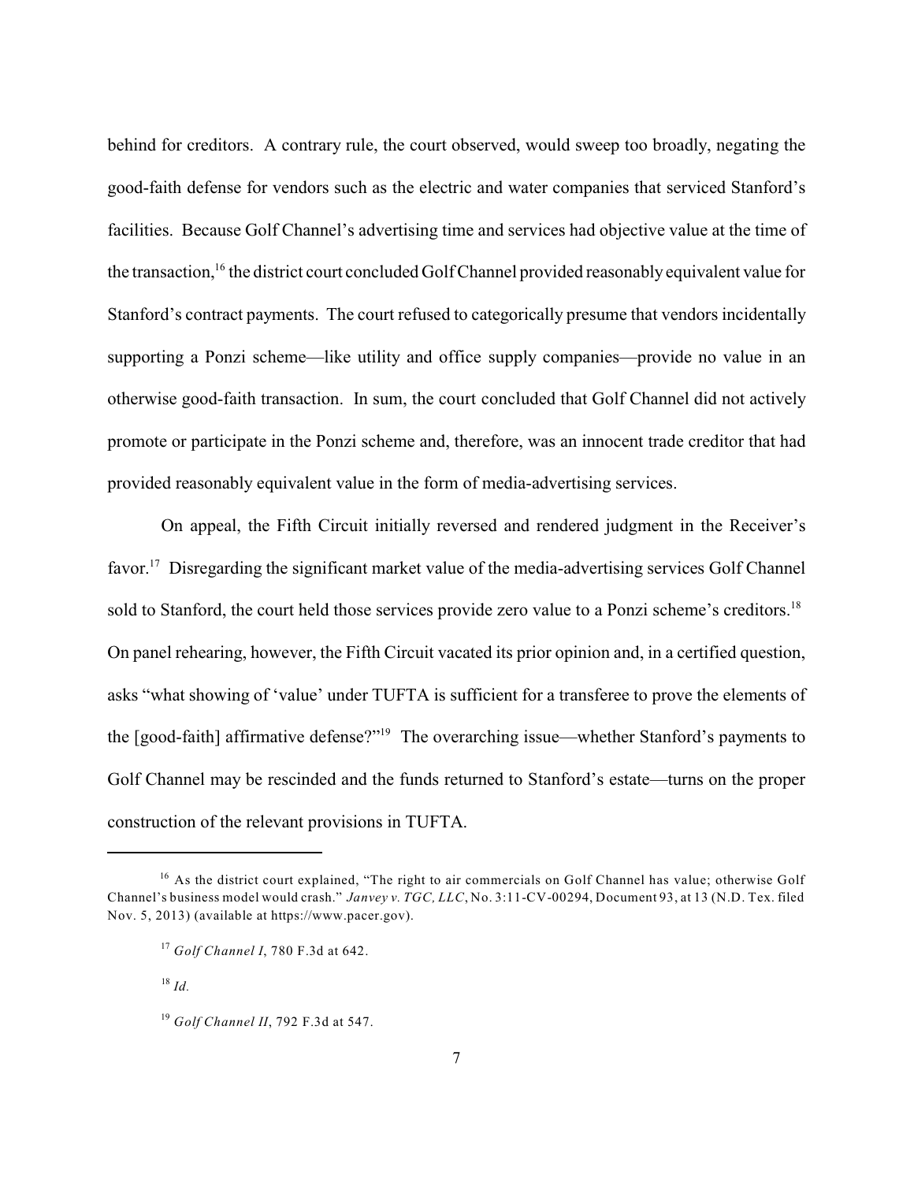behind for creditors. A contrary rule, the court observed, would sweep too broadly, negating the good-faith defense for vendors such as the electric and water companies that serviced Stanford's facilities. Because Golf Channel's advertising time and services had objective value at the time of the transaction,[16] the district court concluded Golf Channel provided reasonably equivalent value for Stanford's contract payments. The court refused to categorically presume that vendors incidentally supporting a Ponzi scheme—like utility and office supply companies—provide no value in an otherwise good-faith transaction. In sum, the court concluded that Golf Channel did not actively promote or participate in the Ponzi scheme and, therefore, was an innocent trade creditor that had provided reasonably equivalent value in the form of media-advertising services.

On appeal, the Fifth Circuit initially reversed and rendered judgment in the Receiver's favor.[17] Disregarding the significant market value of the media-advertising services Golf Channel sold to Stanford, the court held those services provide zero value to a Ponzi scheme's creditors.[18] On panel rehearing, however, the Fifth Circuit vacated its prior opinion and, in a certified question, asks "what showing of 'value' under TUFTA is sufficient for a transferee to prove the elements of the [good-faith] affirmative defense?"[19] The overarching issue—whether Stanford's payments to Golf Channel may be rescinded and the funds returned to Stanford's estate—turns on the proper construction of the relevant provisions in TUFTA.

---

[16] As the district court explained, "The right to air commercials on Golf Channel has value; otherwise Golf Channel's business model would crash." *Janvey v. TGC, LLC*, No. 3:11-CV-00294, Document 93, at 13 (N.D. Tex. filed Nov. 5, 2013) (available at https://www.pacer.gov).

[17] *Golf Channel I*, 780 F.3d at 642.

[18] *Id.*

[19] *Golf Channel II*, 792 F.3d at 547.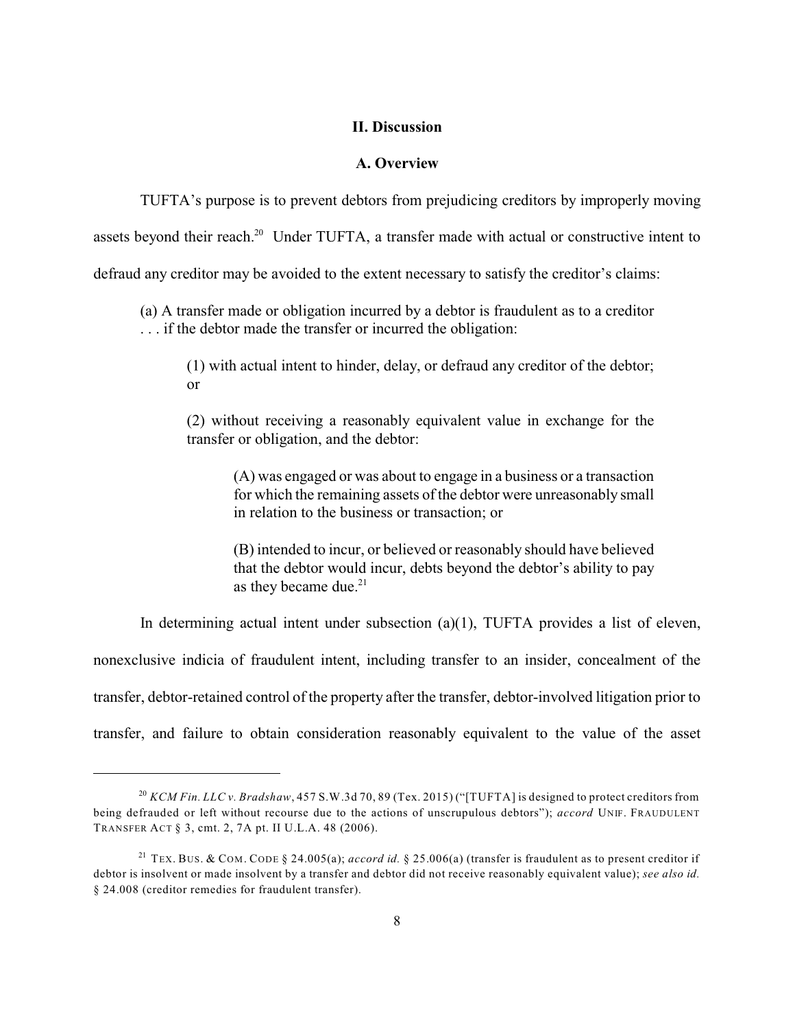## II. Discussion

### A. Overview

TUFTA's purpose is to prevent debtors from prejudicing creditors by improperly moving assets beyond their reach.[20] Under TUFTA, a transfer made with actual or constructive intent to defraud any creditor may be avoided to the extent necessary to satisfy the creditor's claims:

> (a) A transfer made or obligation incurred by a debtor is fraudulent as to a creditor . . . if the debtor made the transfer or incurred the obligation:
>
> > (1) with actual intent to hinder, delay, or defraud any creditor of the debtor; or
> >
> > (2) without receiving a reasonably equivalent value in exchange for the transfer or obligation, and the debtor:
> >
> > > (A) was engaged or was about to engage in a business or a transaction for which the remaining assets of the debtor were unreasonably small in relation to the business or transaction; or
> > >
> > > (B) intended to incur, or believed or reasonably should have believed that the debtor would incur, debts beyond the debtor's ability to pay as they became due.[21]

In determining actual intent under subsection (a)(1), TUFTA provides a list of eleven, nonexclusive indicia of fraudulent intent, including transfer to an insider, concealment of the transfer, debtor-retained control of the property after the transfer, debtor-involved litigation prior to transfer, and failure to obtain consideration reasonably equivalent to the value of the asset

---

[20] *KCM Fin. LLC v. Bradshaw*, 457 S.W.3d 70, 89 (Tex. 2015) ("[TUFTA] is designed to protect creditors from being defrauded or left without recourse due to the actions of unscrupulous debtors"); *accord* UNIF. FRAUDULENT TRANSFER ACT § 3, cmt. 2, 7A pt. II U.L.A. 48 (2006).

[21] TEX. BUS. & COM. CODE § 24.005(a); *accord id.* § 25.006(a) (transfer is fraudulent as to present creditor if debtor is insolvent or made insolvent by a transfer and debtor did not receive reasonably equivalent value); *see also id.* § 24.008 (creditor remedies for fraudulent transfer).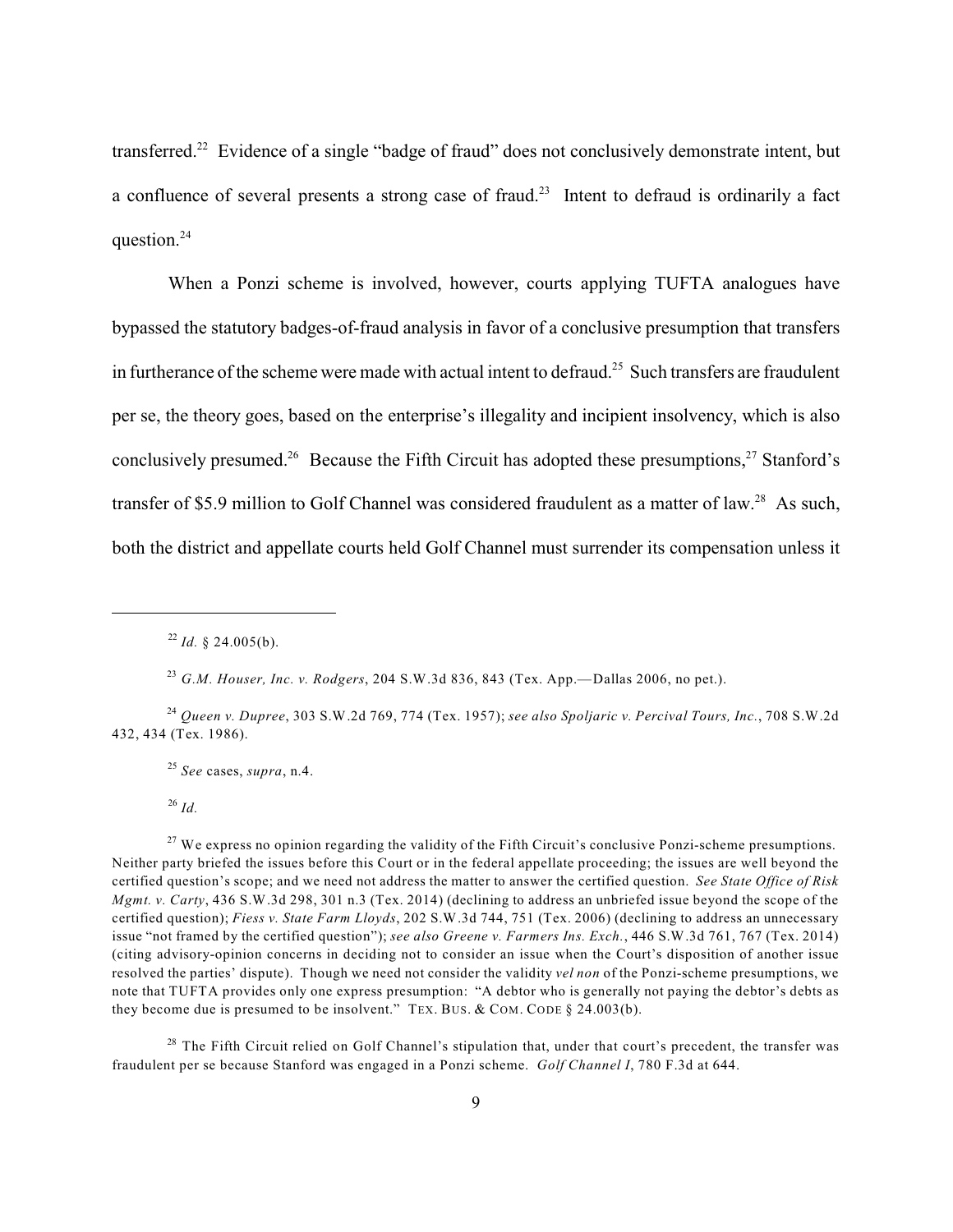transferred.[22] Evidence of a single "badge of fraud" does not conclusively demonstrate intent, but a confluence of several presents a strong case of fraud.[23] Intent to defraud is ordinarily a fact question.[24]

When a Ponzi scheme is involved, however, courts applying TUFTA analogues have bypassed the statutory badges-of-fraud analysis in favor of a conclusive presumption that transfers in furtherance of the scheme were made with actual intent to defraud.[25] Such transfers are fraudulent per se, the theory goes, based on the enterprise's illegality and incipient insolvency, which is also conclusively presumed.[26] Because the Fifth Circuit has adopted these presumptions,[27] Stanford's transfer of $5.9 million to Golf Channel was considered fraudulent as a matter of law.[28] As such, both the district and appellate courts held Golf Channel must surrender its compensation unless it

---

[22] *Id.* § 24.005(b).

[23] *G.M. Houser, Inc. v. Rodgers*, 204 S.W.3d 836, 843 (Tex. App.—Dallas 2006, no pet.).

[24] *Queen v. Dupree*, 303 S.W.2d 769, 774 (Tex. 1957); *see also Spoljaric v. Percival Tours, Inc.*, 708 S.W.2d 432, 434 (Tex. 1986).

[25] *See* cases, *supra*, n.4.

[26] *Id.*

[27] We express no opinion regarding the validity of the Fifth Circuit's conclusive Ponzi-scheme presumptions. Neither party briefed the issues before this Court or in the federal appellate proceeding; the issues are well beyond the certified question's scope; and we need not address the matter to answer the certified question. *See State Office of Risk Mgmt. v. Carty*, 436 S.W.3d 298, 301 n.3 (Tex. 2014) (declining to address an unbriefed issue beyond the scope of the certified question); *Fiess v. State Farm Lloyds*, 202 S.W.3d 744, 751 (Tex. 2006) (declining to address an unnecessary issue "not framed by the certified question"); *see also Greene v. Farmers Ins. Exch.*, 446 S.W.3d 761, 767 (Tex. 2014) (citing advisory-opinion concerns in deciding not to consider an issue when the Court's disposition of another issue resolved the parties' dispute). Though we need not consider the validity *vel non* of the Ponzi-scheme presumptions, we note that TUFTA provides only one express presumption: "A debtor who is generally not paying the debtor's debts as they become due is presumed to be insolvent." TEX. BUS. & COM. CODE § 24.003(b).

[28] The Fifth Circuit relied on Golf Channel's stipulation that, under that court's precedent, the transfer was fraudulent per se because Stanford was engaged in a Ponzi scheme. *Golf Channel I*, 780 F.3d at 644.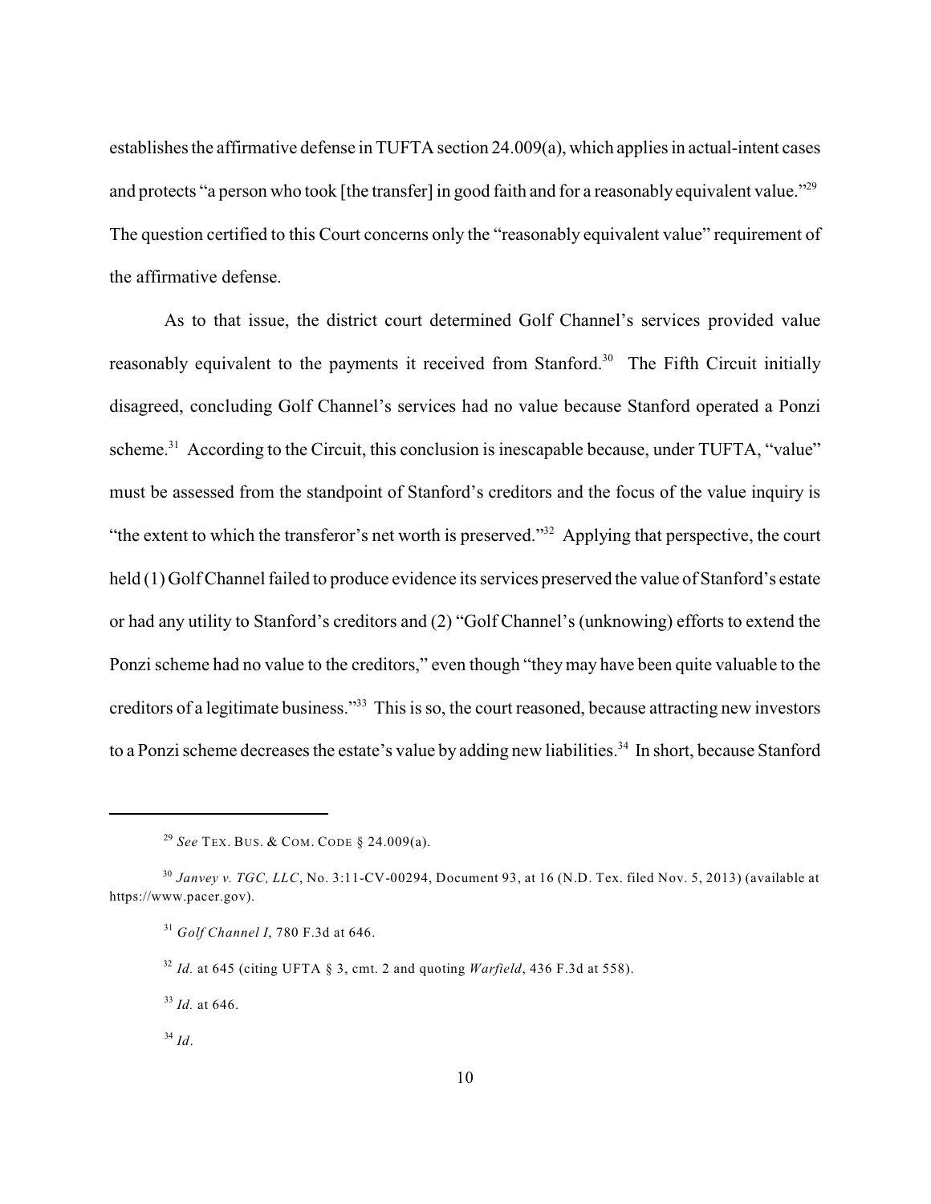establishes the affirmative defense in TUFTA section 24.009(a), which applies in actual-intent cases and protects "a person who took [the transfer] in good faith and for a reasonably equivalent value."[29] The question certified to this Court concerns only the "reasonably equivalent value" requirement of the affirmative defense.

As to that issue, the district court determined Golf Channel's services provided value reasonably equivalent to the payments it received from Stanford.[30] The Fifth Circuit initially disagreed, concluding Golf Channel's services had no value because Stanford operated a Ponzi scheme.[31] According to the Circuit, this conclusion is inescapable because, under TUFTA, "value" must be assessed from the standpoint of Stanford's creditors and the focus of the value inquiry is "the extent to which the transferor's net worth is preserved."[32] Applying that perspective, the court held (1) Golf Channel failed to produce evidence its services preserved the value of Stanford's estate or had any utility to Stanford's creditors and (2) "Golf Channel's (unknowing) efforts to extend the Ponzi scheme had no value to the creditors," even though "they may have been quite valuable to the creditors of a legitimate business."[33] This is so, the court reasoned, because attracting new investors to a Ponzi scheme decreases the estate's value by adding new liabilities.[34] In short, because Stanford

---

[29] *See* TEX. BUS. & COM. CODE § 24.009(a).

[30] *Janvey v. TGC, LLC*, No. 3:11-CV-00294, Document 93, at 16 (N.D. Tex. filed Nov. 5, 2013) (available at https://www.pacer.gov).

[31] *Golf Channel I*, 780 F.3d at 646.

[32] *Id.* at 645 (citing UFTA § 3, cmt. 2 and quoting *Warfield*, 436 F.3d at 558).

[33] *Id.* at 646.

[34] *Id*.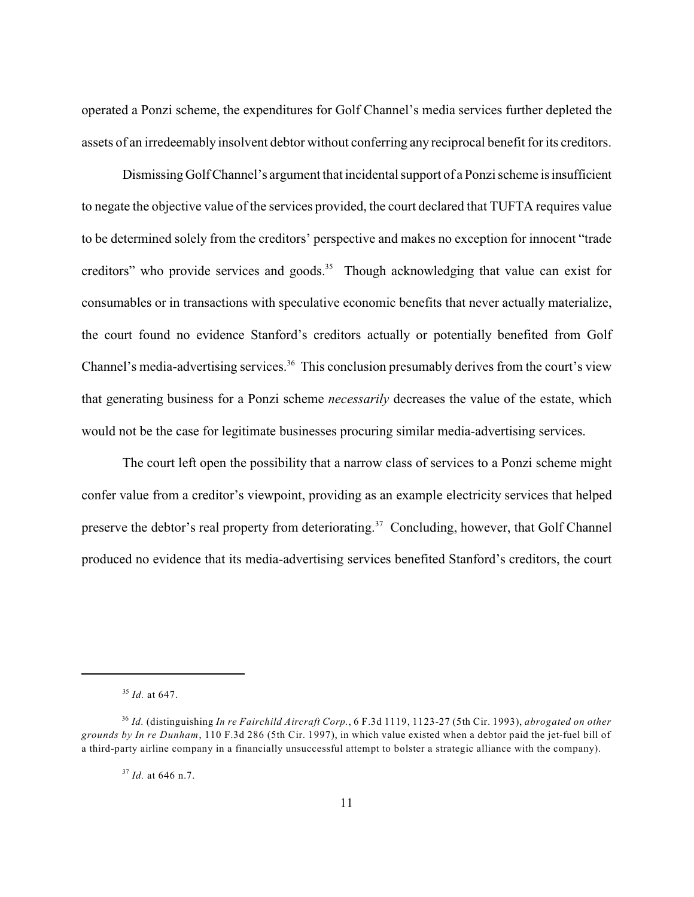operated a Ponzi scheme, the expenditures for Golf Channel's media services further depleted the assets of an irredeemably insolvent debtor without conferring any reciprocal benefit for its creditors.

Dismissing Golf Channel's argument that incidental support of a Ponzi scheme is insufficient to negate the objective value of the services provided, the court declared that TUFTA requires value to be determined solely from the creditors' perspective and makes no exception for innocent "trade creditors" who provide services and goods.[35] Though acknowledging that value can exist for consumables or in transactions with speculative economic benefits that never actually materialize, the court found no evidence Stanford's creditors actually or potentially benefited from Golf Channel's media-advertising services.[36] This conclusion presumably derives from the court's view that generating business for a Ponzi scheme *necessarily* decreases the value of the estate, which would not be the case for legitimate businesses procuring similar media-advertising services.

The court left open the possibility that a narrow class of services to a Ponzi scheme might confer value from a creditor's viewpoint, providing as an example electricity services that helped preserve the debtor's real property from deteriorating.[37] Concluding, however, that Golf Channel produced no evidence that its media-advertising services benefited Stanford's creditors, the court

---

[35] *Id.* at 647.

[36] *Id.* (distinguishing *In re Fairchild Aircraft Corp.*, 6 F.3d 1119, 1123-27 (5th Cir. 1993), *abrogated on other grounds by In re Dunham*, 110 F.3d 286 (5th Cir. 1997), in which value existed when a debtor paid the jet-fuel bill of a third-party airline company in a financially unsuccessful attempt to bolster a strategic alliance with the company).

[37] *Id.* at 646 n.7.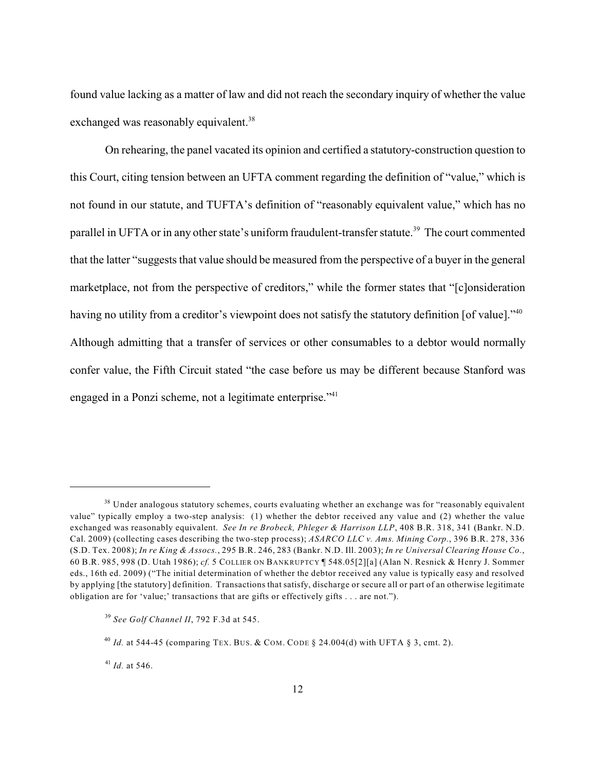found value lacking as a matter of law and did not reach the secondary inquiry of whether the value exchanged was reasonably equivalent.[38]

On rehearing, the panel vacated its opinion and certified a statutory-construction question to this Court, citing tension between an UFTA comment regarding the definition of "value," which is not found in our statute, and TUFTA's definition of "reasonably equivalent value," which has no parallel in UFTA or in any other state's uniform fraudulent-transfer statute.[39] The court commented that the latter "suggests that value should be measured from the perspective of a buyer in the general marketplace, not from the perspective of creditors," while the former states that "[c]onsideration having no utility from a creditor's viewpoint does not satisfy the statutory definition [of value]."[40] Although admitting that a transfer of services or other consumables to a debtor would normally confer value, the Fifth Circuit stated "the case before us may be different because Stanford was engaged in a Ponzi scheme, not a legitimate enterprise."[41]

---

[38] Under analogous statutory schemes, courts evaluating whether an exchange was for "reasonably equivalent value" typically employ a two-step analysis: (1) whether the debtor received any value and (2) whether the value exchanged was reasonably equivalent. *See In re Brobeck, Phleger & Harrison LLP*, 408 B.R. 318, 341 (Bankr. N.D. Cal. 2009) (collecting cases describing the two-step process); *ASARCO LLC v. Ams. Mining Corp.*, 396 B.R. 278, 336 (S.D. Tex. 2008); *In re King & Assocs.*, 295 B.R. 246, 283 (Bankr. N.D. Ill. 2003); *In re Universal Clearing House Co.*, 60 B.R. 985, 998 (D. Utah 1986); *cf.* 5 COLLIER ON BANKRUPTCY ¶ 548.05[2][a] (Alan N. Resnick & Henry J. Sommer eds., 16th ed. 2009) ("The initial determination of whether the debtor received any value is typically easy and resolved by applying [the statutory] definition. Transactions that satisfy, discharge or secure all or part of an otherwise legitimate obligation are for 'value;' transactions that are gifts or effectively gifts . . . are not.").

[39] *See Golf Channel II*, 792 F.3d at 545.

[40] *Id.* at 544-45 (comparing TEX. BUS. & COM. CODE § 24.004(d) with UFTA § 3, cmt. 2).

[41] *Id.* at 546.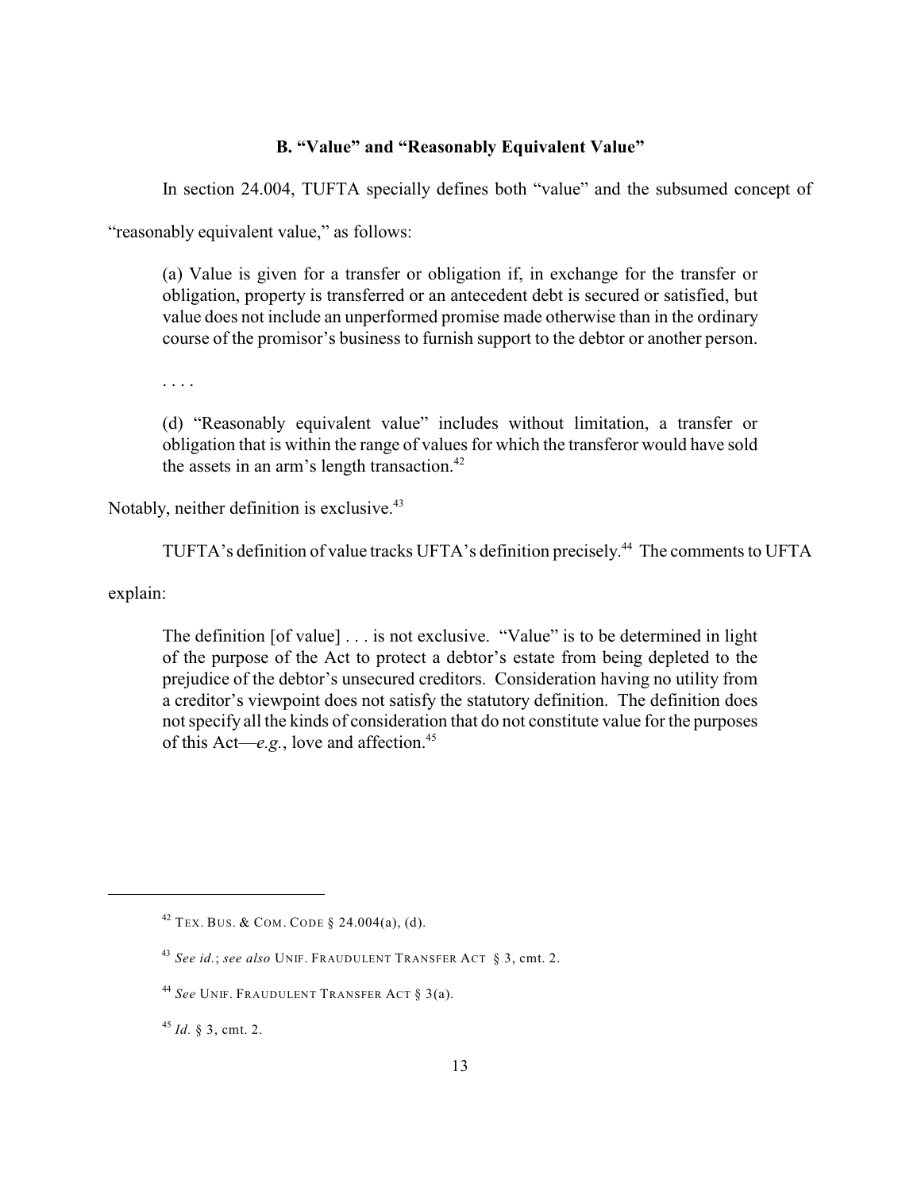### B. "Value" and "Reasonably Equivalent Value"

In section 24.004, TUFTA specially defines both "value" and the subsumed concept of "reasonably equivalent value," as follows:

> (a) Value is given for a transfer or obligation if, in exchange for the transfer or obligation, property is transferred or an antecedent debt is secured or satisfied, but value does not include an unperformed promise made otherwise than in the ordinary course of the promisor's business to furnish support to the debtor or another person.
>
> . . . .
>
> (d) "Reasonably equivalent value" includes without limitation, a transfer or obligation that is within the range of values for which the transferor would have sold the assets in an arm's length transaction.[42]

Notably, neither definition is exclusive.[43]

TUFTA's definition of value tracks UFTA's definition precisely.[44] The comments to UFTA explain:

> The definition [of value] . . . is not exclusive. "Value" is to be determined in light of the purpose of the Act to protect a debtor's estate from being depleted to the prejudice of the debtor's unsecured creditors. Consideration having no utility from a creditor's viewpoint does not satisfy the statutory definition. The definition does not specify all the kinds of consideration that do not constitute value for the purposes of this Act—*e.g.*, love and affection.[45]

---

[42] TEX. BUS. & COM. CODE § 24.004(a), (d).

[43] *See id.*; *see also* UNIF. FRAUDULENT TRANSFER ACT § 3, cmt. 2.

[44] *See* UNIF. FRAUDULENT TRANSFER ACT § 3(a).

[45] *Id.* § 3, cmt. 2.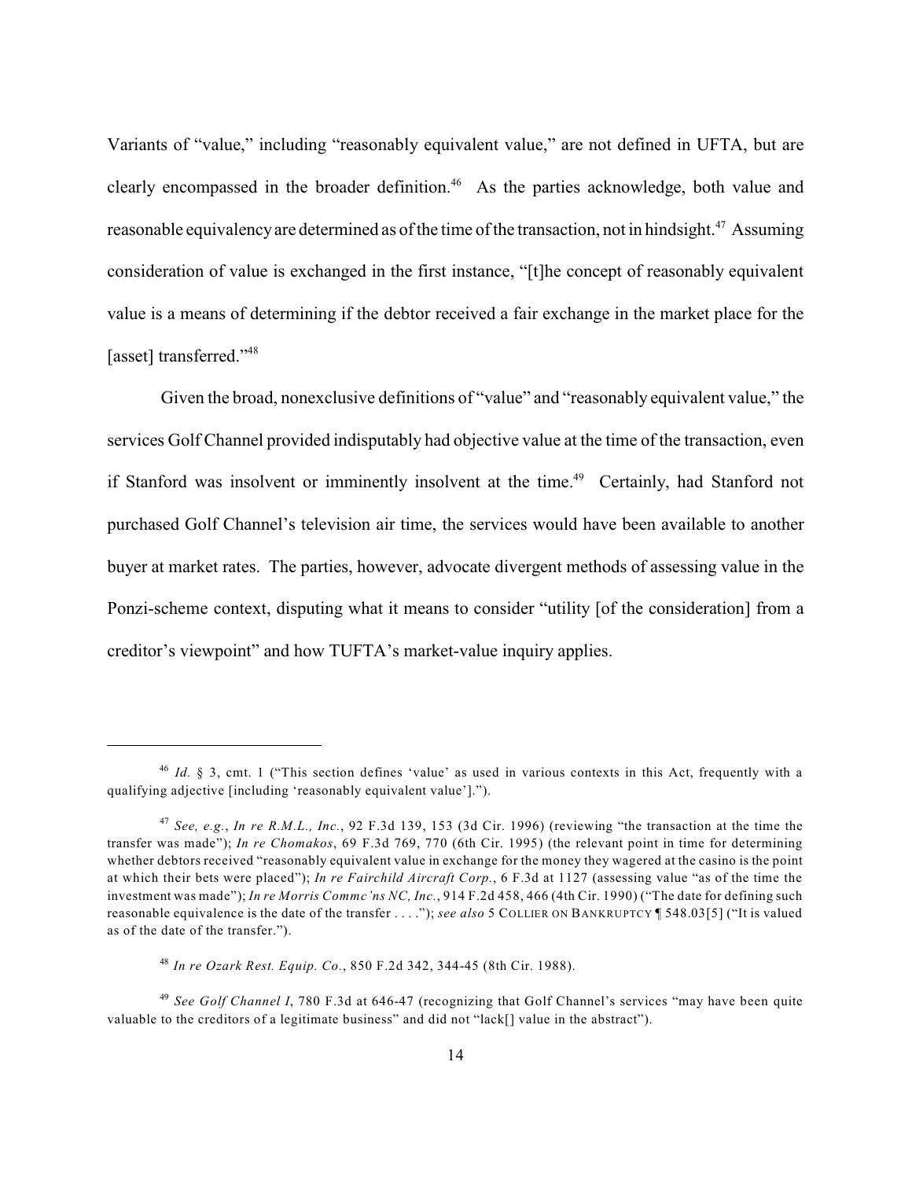Variants of "value," including "reasonably equivalent value," are not defined in UFTA, but are clearly encompassed in the broader definition.[46] As the parties acknowledge, both value and reasonable equivalency are determined as of the time of the transaction, not in hindsight.[47] Assuming consideration of value is exchanged in the first instance, "[t]he concept of reasonably equivalent value is a means of determining if the debtor received a fair exchange in the market place for the [asset] transferred."[48]

Given the broad, nonexclusive definitions of "value" and "reasonably equivalent value," the services Golf Channel provided indisputably had objective value at the time of the transaction, even if Stanford was insolvent or imminently insolvent at the time.[49] Certainly, had Stanford not purchased Golf Channel's television air time, the services would have been available to another buyer at market rates. The parties, however, advocate divergent methods of assessing value in the Ponzi-scheme context, disputing what it means to consider "utility [of the consideration] from a creditor's viewpoint" and how TUFTA's market-value inquiry applies.

---

[46] *Id.* § 3, cmt. 1 ("This section defines 'value' as used in various contexts in this Act, frequently with a qualifying adjective [including 'reasonably equivalent value'].").

[47] *See, e.g.*, *In re R.M.L., Inc.*, 92 F.3d 139, 153 (3d Cir. 1996) (reviewing "the transaction at the time the transfer was made"); *In re Chomakos*, 69 F.3d 769, 770 (6th Cir. 1995) (the relevant point in time for determining whether debtors received "reasonably equivalent value in exchange for the money they wagered at the casino is the point at which their bets were placed"); *In re Fairchild Aircraft Corp.*, 6 F.3d at 1127 (assessing value "as of the time the investment was made"); *In re Morris Commc'ns NC, Inc.*, 914 F.2d 458, 466 (4th Cir. 1990) ("The date for defining such reasonable equivalence is the date of the transfer . . . ."); *see also* 5 COLLIER ON BANKRUPTCY ¶ 548.03[5] ("It is valued as of the date of the transfer.").

[48] *In re Ozark Rest. Equip. Co.*, 850 F.2d 342, 344-45 (8th Cir. 1988).

[49] *See Golf Channel I*, 780 F.3d at 646-47 (recognizing that Golf Channel's services "may have been quite valuable to the creditors of a legitimate business" and did not "lack[] value in the abstract").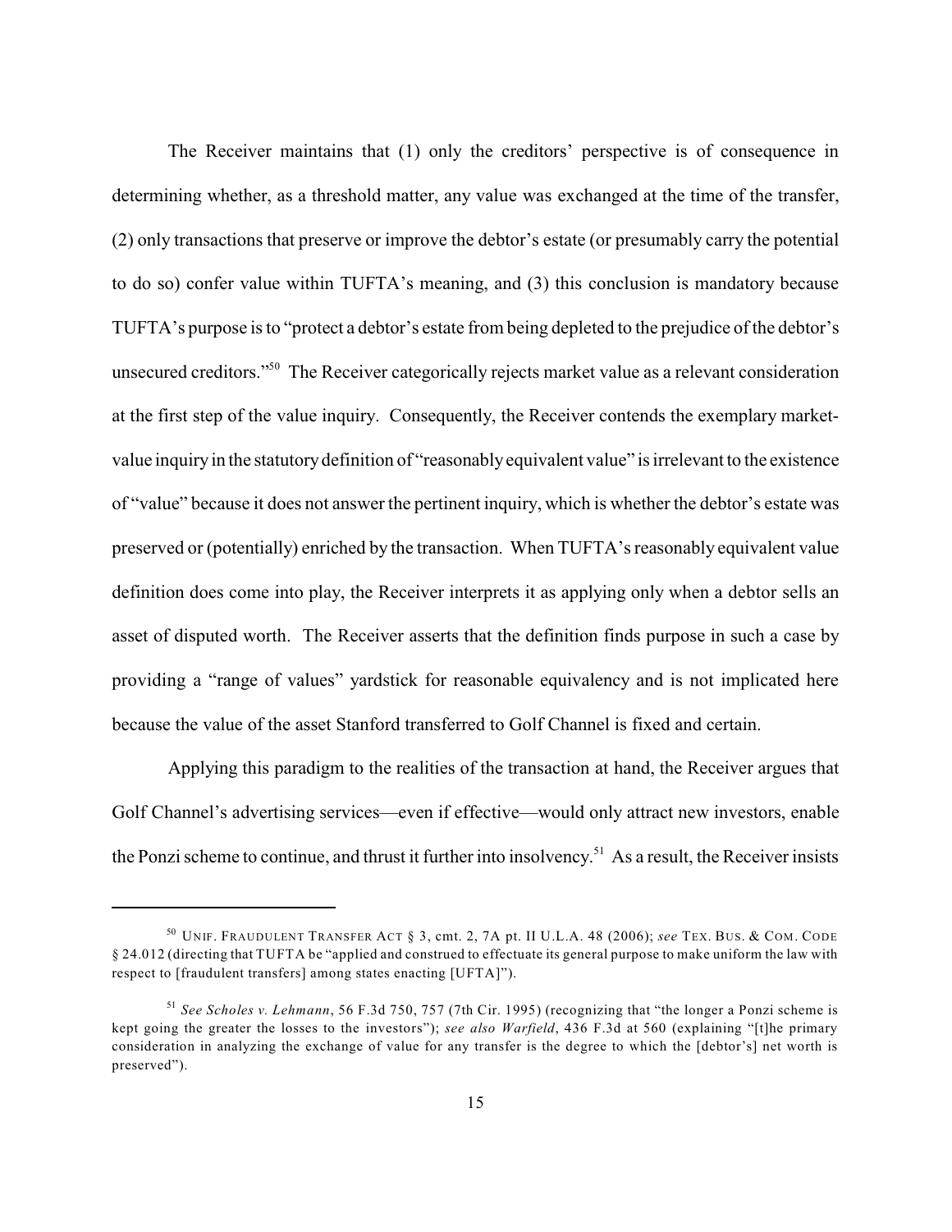The Receiver maintains that (1) only the creditors' perspective is of consequence in determining whether, as a threshold matter, any value was exchanged at the time of the transfer, (2) only transactions that preserve or improve the debtor's estate (or presumably carry the potential to do so) confer value within TUFTA's meaning, and (3) this conclusion is mandatory because TUFTA's purpose is to "protect a debtor's estate from being depleted to the prejudice of the debtor's unsecured creditors."[50] The Receiver categorically rejects market value as a relevant consideration at the first step of the value inquiry. Consequently, the Receiver contends the exemplary market-value inquiry in the statutory definition of "reasonably equivalent value" is irrelevant to the existence of "value" because it does not answer the pertinent inquiry, which is whether the debtor's estate was preserved or (potentially) enriched by the transaction. When TUFTA's reasonably equivalent value definition does come into play, the Receiver interprets it as applying only when a debtor sells an asset of disputed worth. The Receiver asserts that the definition finds purpose in such a case by providing a "range of values" yardstick for reasonable equivalency and is not implicated here because the value of the asset Stanford transferred to Golf Channel is fixed and certain.

Applying this paradigm to the realities of the transaction at hand, the Receiver argues that Golf Channel's advertising services—even if effective—would only attract new investors, enable the Ponzi scheme to continue, and thrust it further into insolvency.[51] As a result, the Receiver insists

---

[50] UNIF. FRAUDULENT TRANSFER ACT § 3, cmt. 2, 7A pt. II U.L.A. 48 (2006); *see* TEX. BUS. & COM. CODE § 24.012 (directing that TUFTA be "applied and construed to effectuate its general purpose to make uniform the law with respect to [fraudulent transfers] among states enacting [UFTA]").

[51] *See Scholes v. Lehmann*, 56 F.3d 750, 757 (7th Cir. 1995) (recognizing that "the longer a Ponzi scheme is kept going the greater the losses to the investors"); *see also Warfield*, 436 F.3d at 560 (explaining "[t]he primary consideration in analyzing the exchange of value for any transfer is the degree to which the [debtor's] net worth is preserved").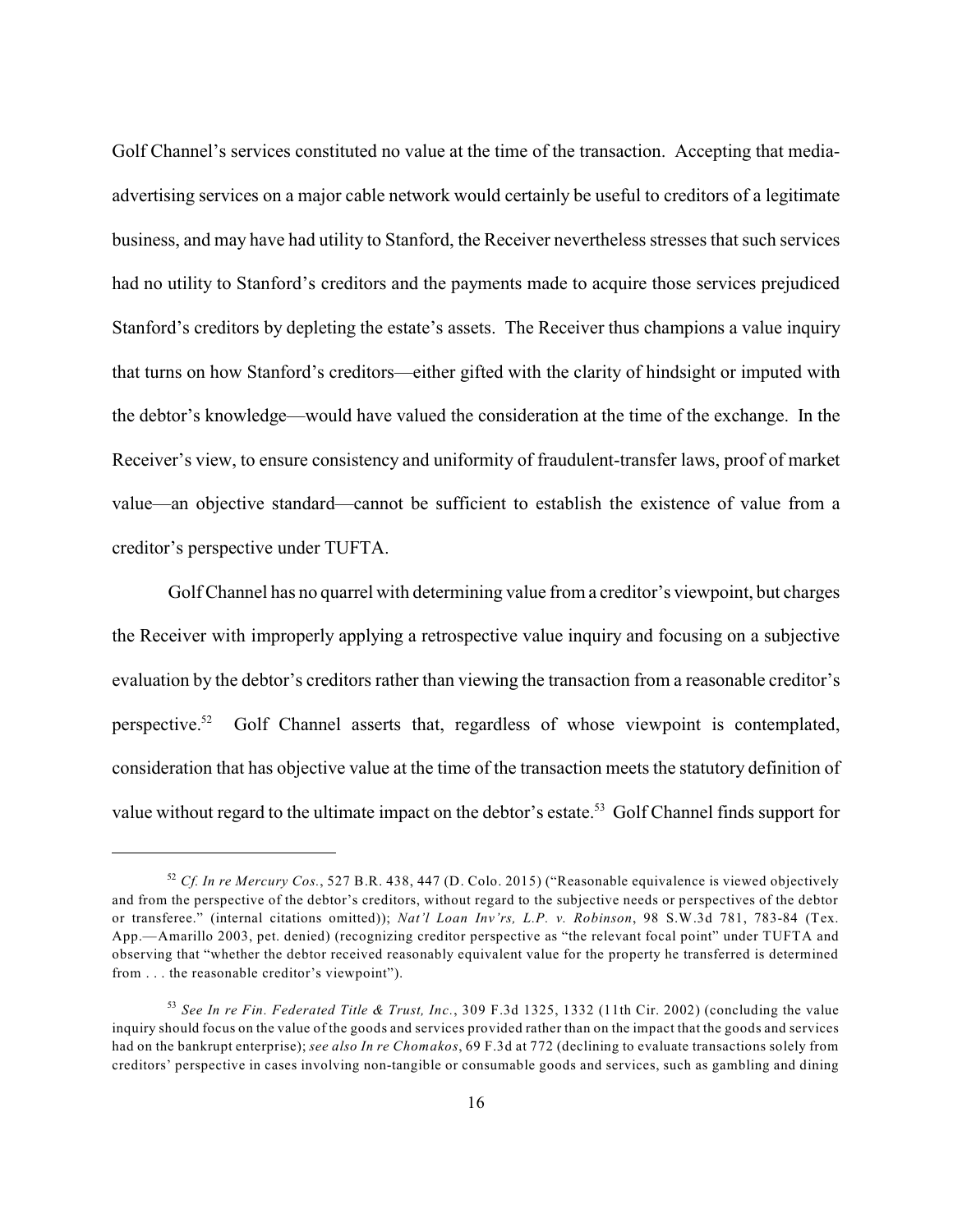Golf Channel's services constituted no value at the time of the transaction. Accepting that media-advertising services on a major cable network would certainly be useful to creditors of a legitimate business, and may have had utility to Stanford, the Receiver nevertheless stresses that such services had no utility to Stanford's creditors and the payments made to acquire those services prejudiced Stanford's creditors by depleting the estate's assets. The Receiver thus champions a value inquiry that turns on how Stanford's creditors—either gifted with the clarity of hindsight or imputed with the debtor's knowledge—would have valued the consideration at the time of the exchange. In the Receiver's view, to ensure consistency and uniformity of fraudulent-transfer laws, proof of market value—an objective standard—cannot be sufficient to establish the existence of value from a creditor's perspective under TUFTA.

Golf Channel has no quarrel with determining value from a creditor's viewpoint, but charges the Receiver with improperly applying a retrospective value inquiry and focusing on a subjective evaluation by the debtor's creditors rather than viewing the transaction from a reasonable creditor's perspective.[52] Golf Channel asserts that, regardless of whose viewpoint is contemplated, consideration that has objective value at the time of the transaction meets the statutory definition of value without regard to the ultimate impact on the debtor's estate.[53] Golf Channel finds support for

---

[52] *Cf. In re Mercury Cos.*, 527 B.R. 438, 447 (D. Colo. 2015) ("Reasonable equivalence is viewed objectively and from the perspective of the debtor's creditors, without regard to the subjective needs or perspectives of the debtor or transferee." (internal citations omitted)); *Nat'l Loan Inv'rs, L.P. v. Robinson*, 98 S.W.3d 781, 783-84 (Tex. App.—Amarillo 2003, pet. denied) (recognizing creditor perspective as "the relevant focal point" under TUFTA and observing that "whether the debtor received reasonably equivalent value for the property he transferred is determined from . . . the reasonable creditor's viewpoint").

[53] *See In re Fin. Federated Title & Trust, Inc.*, 309 F.3d 1325, 1332 (11th Cir. 2002) (concluding the value inquiry should focus on the value of the goods and services provided rather than on the impact that the goods and services had on the bankrupt enterprise); *see also In re Chomakos*, 69 F.3d at 772 (declining to evaluate transactions solely from creditors' perspective in cases involving non-tangible or consumable goods and services, such as gambling and dining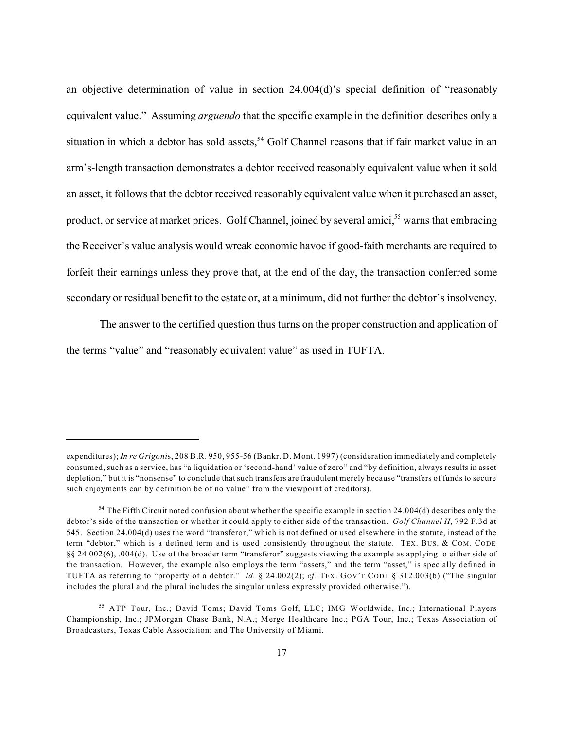an objective determination of value in section 24.004(d)'s special definition of "reasonably equivalent value." Assuming *arguendo* that the specific example in the definition describes only a situation in which a debtor has sold assets,[54] Golf Channel reasons that if fair market value in an arm's-length transaction demonstrates a debtor received reasonably equivalent value when it sold an asset, it follows that the debtor received reasonably equivalent value when it purchased an asset, product, or service at market prices. Golf Channel, joined by several amici,[55] warns that embracing the Receiver's value analysis would wreak economic havoc if good-faith merchants are required to forfeit their earnings unless they prove that, at the end of the day, the transaction conferred some secondary or residual benefit to the estate or, at a minimum, did not further the debtor's insolvency.

The answer to the certified question thus turns on the proper construction and application of the terms "value" and "reasonably equivalent value" as used in TUFTA.

---

expenditures); *In re Grigonis*, 208 B.R. 950, 955-56 (Bankr. D. Mont. 1997) (consideration immediately and completely consumed, such as a service, has "a liquidation or 'second-hand' value of zero" and "by definition, always results in asset depletion," but it is "nonsense" to conclude that such transfers are fraudulent merely because "transfers of funds to secure such enjoyments can by definition be of no value" from the viewpoint of creditors).

[54] The Fifth Circuit noted confusion about whether the specific example in section 24.004(d) describes only the debtor's side of the transaction or whether it could apply to either side of the transaction. *Golf Channel II*, 792 F.3d at 545. Section 24.004(d) uses the word "transferor," which is not defined or used elsewhere in the statute, instead of the term "debtor," which is a defined term and is used consistently throughout the statute. TEX. BUS. & COM. CODE §§ 24.002(6), .004(d). Use of the broader term "transferor" suggests viewing the example as applying to either side of the transaction. However, the example also employs the term "assets," and the term "asset," is specially defined in TUFTA as referring to "property of a debtor." *Id.* § 24.002(2); *cf.* TEX. GOV'T CODE § 312.003(b) ("The singular includes the plural and the plural includes the singular unless expressly provided otherwise.").

[55] ATP Tour, Inc.; David Toms; David Toms Golf, LLC; IMG Worldwide, Inc.; International Players Championship, Inc.; JPMorgan Chase Bank, N.A.; Merge Healthcare Inc.; PGA Tour, Inc.; Texas Association of Broadcasters, Texas Cable Association; and The University of Miami.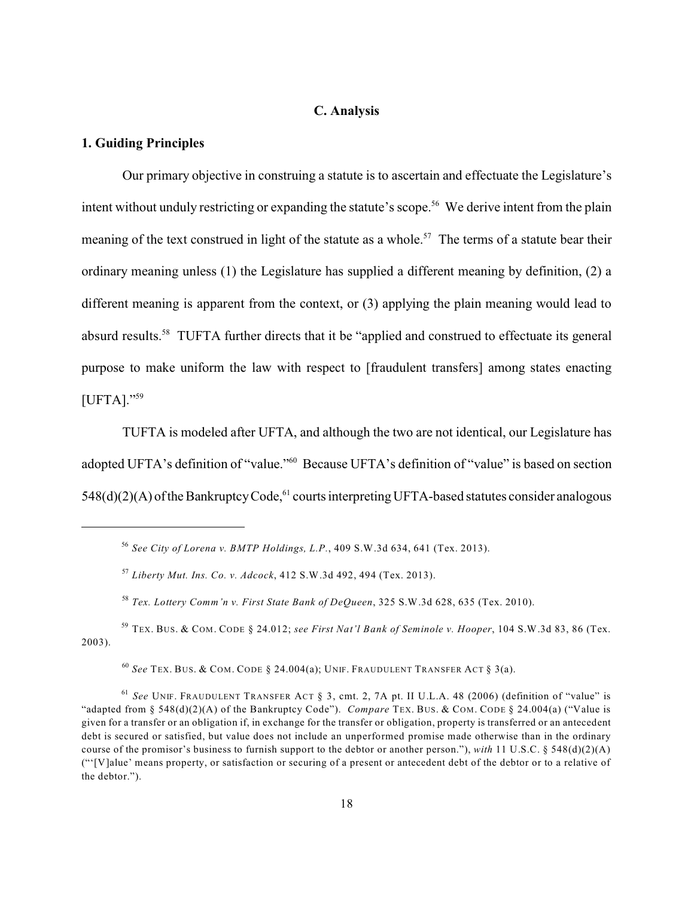### C. Analysis

#### 1. Guiding Principles

Our primary objective in construing a statute is to ascertain and effectuate the Legislature's intent without unduly restricting or expanding the statute's scope.[56] We derive intent from the plain meaning of the text construed in light of the statute as a whole.[57] The terms of a statute bear their ordinary meaning unless (1) the Legislature has supplied a different meaning by definition, (2) a different meaning is apparent from the context, or (3) applying the plain meaning would lead to absurd results.[58] TUFTA further directs that it be "applied and construed to effectuate its general purpose to make uniform the law with respect to [fraudulent transfers] among states enacting [UFTA]."[59]

TUFTA is modeled after UFTA, and although the two are not identical, our Legislature has adopted UFTA's definition of "value."[60] Because UFTA's definition of "value" is based on section 548(d)(2)(A) of the Bankruptcy Code,[61] courts interpreting UFTA-based statutes consider analogous

---

[56] *See City of Lorena v. BMTP Holdings, L.P.*, 409 S.W.3d 634, 641 (Tex. 2013).

[57] *Liberty Mut. Ins. Co. v. Adcock*, 412 S.W.3d 492, 494 (Tex. 2013).

[58] *Tex. Lottery Comm'n v. First State Bank of DeQueen*, 325 S.W.3d 628, 635 (Tex. 2010).

[59] TEX. BUS. & COM. CODE § 24.012; *see First Nat'l Bank of Seminole v. Hooper*, 104 S.W.3d 83, 86 (Tex. 2003).

[60] *See* TEX. BUS. & COM. CODE § 24.004(a); UNIF. FRAUDULENT TRANSFER ACT § 3(a).

[61] *See* UNIF. FRAUDULENT TRANSFER ACT § 3, cmt. 2, 7A pt. II U.L.A. 48 (2006) (definition of "value" is "adapted from § 548(d)(2)(A) of the Bankruptcy Code"). *Compare* TEX. BUS. & COM. CODE § 24.004(a) ("Value is given for a transfer or an obligation if, in exchange for the transfer or obligation, property is transferred or an antecedent debt is secured or satisfied, but value does not include an unperformed promise made otherwise than in the ordinary course of the promisor's business to furnish support to the debtor or another person."), *with* 11 U.S.C. § 548(d)(2)(A) ("'[V]alue' means property, or satisfaction or securing of a present or antecedent debt of the debtor or to a relative of the debtor.").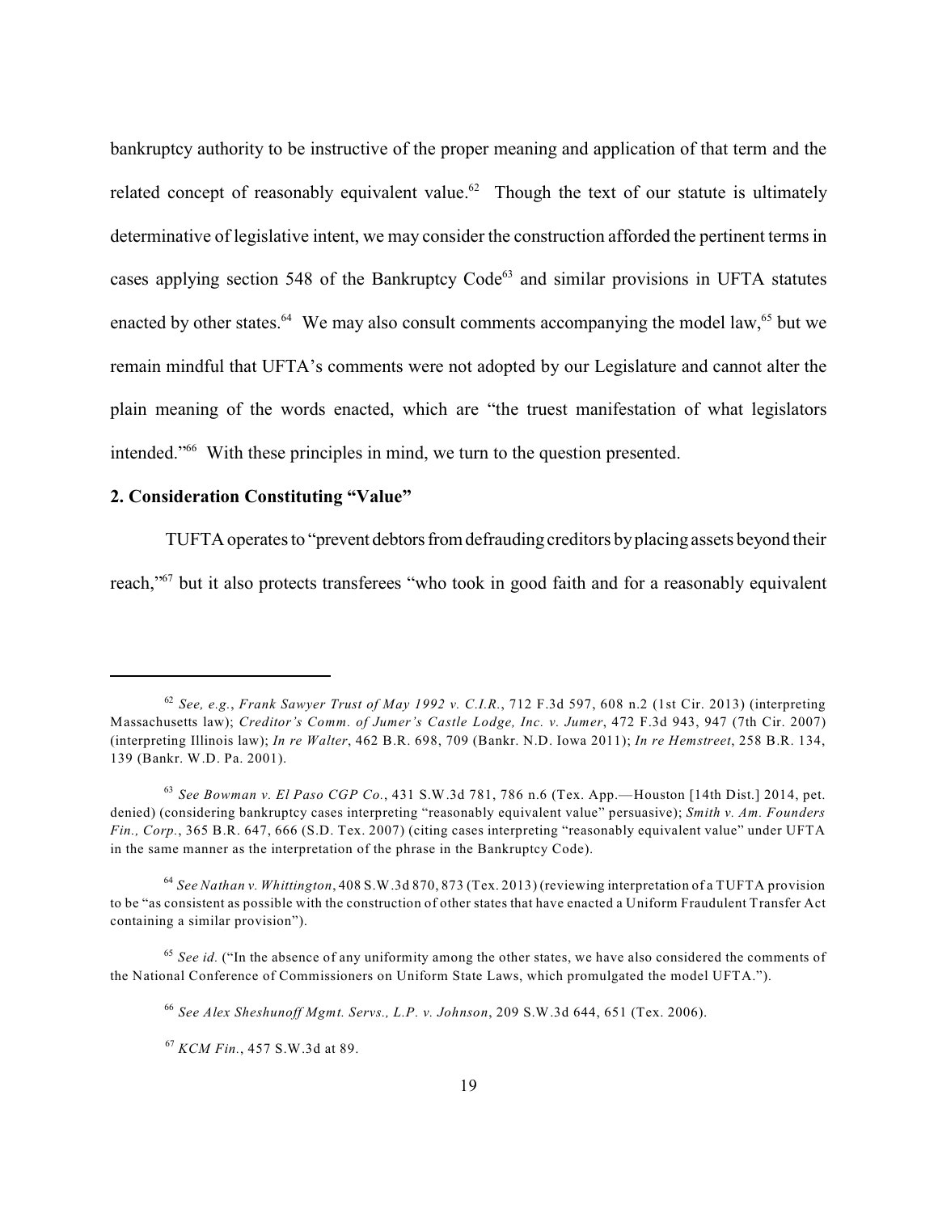bankruptcy authority to be instructive of the proper meaning and application of that term and the related concept of reasonably equivalent value.[62] Though the text of our statute is ultimately determinative of legislative intent, we may consider the construction afforded the pertinent terms in cases applying section 548 of the Bankruptcy Code[63] and similar provisions in UFTA statutes enacted by other states.[64] We may also consult comments accompanying the model law,[65] but we remain mindful that UFTA's comments were not adopted by our Legislature and cannot alter the plain meaning of the words enacted, which are "the truest manifestation of what legislators intended."[66] With these principles in mind, we turn to the question presented.

**2. Consideration Constituting "Value"**

TUFTA operates to "prevent debtors from defrauding creditors by placing assets beyond their reach,"[67] but it also protects transferees "who took in good faith and for a reasonably equivalent

---

[62] *See, e.g.*, *Frank Sawyer Trust of May 1992 v. C.I.R.*, 712 F.3d 597, 608 n.2 (1st Cir. 2013) (interpreting Massachusetts law); *Creditor's Comm. of Jumer's Castle Lodge, Inc. v. Jumer*, 472 F.3d 943, 947 (7th Cir. 2007) (interpreting Illinois law); *In re Walter*, 462 B.R. 698, 709 (Bankr. N.D. Iowa 2011); *In re Hemstreet*, 258 B.R. 134, 139 (Bankr. W.D. Pa. 2001).

[63] *See Bowman v. El Paso CGP Co.*, 431 S.W.3d 781, 786 n.6 (Tex. App.—Houston [14th Dist.] 2014, pet. denied) (considering bankruptcy cases interpreting "reasonably equivalent value" persuasive); *Smith v. Am. Founders Fin., Corp.*, 365 B.R. 647, 666 (S.D. Tex. 2007) (citing cases interpreting "reasonably equivalent value" under UFTA in the same manner as the interpretation of the phrase in the Bankruptcy Code).

[64] *See Nathan v. Whittington*, 408 S.W.3d 870, 873 (Tex. 2013) (reviewing interpretation of a TUFTA provision to be "as consistent as possible with the construction of other states that have enacted a Uniform Fraudulent Transfer Act containing a similar provision").

[65] *See id.* ("In the absence of any uniformity among the other states, we have also considered the comments of the National Conference of Commissioners on Uniform State Laws, which promulgated the model UFTA.").

[66] *See Alex Sheshunoff Mgmt. Servs., L.P. v. Johnson*, 209 S.W.3d 644, 651 (Tex. 2006).

[67] *KCM Fin.*, 457 S.W.3d at 89.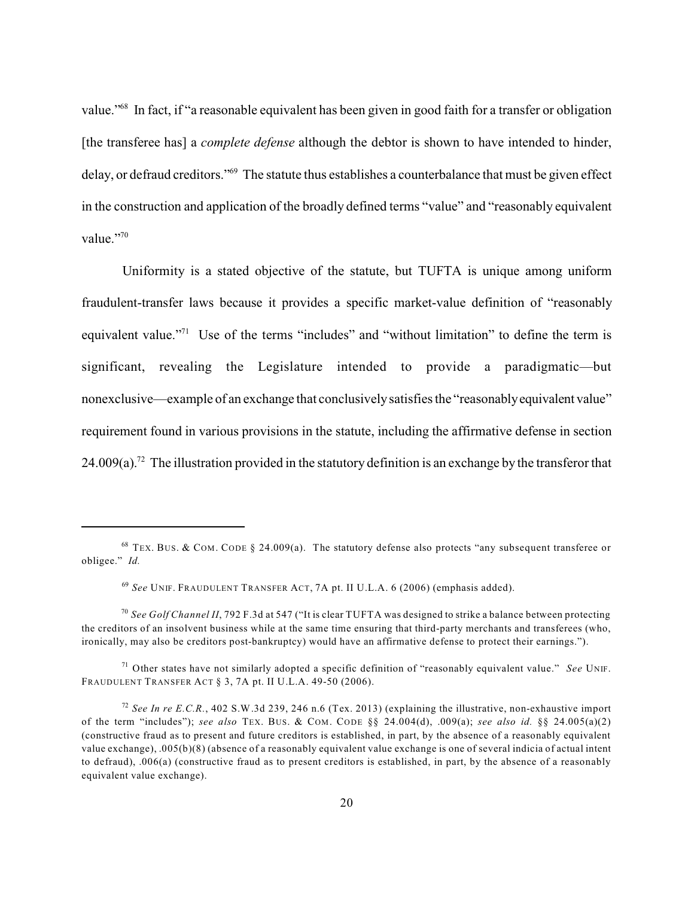value."[68] In fact, if "a reasonable equivalent has been given in good faith for a transfer or obligation [the transferee has] a *complete defense* although the debtor is shown to have intended to hinder, delay, or defraud creditors."[69] The statute thus establishes a counterbalance that must be given effect in the construction and application of the broadly defined terms "value" and "reasonably equivalent value."[70]

Uniformity is a stated objective of the statute, but TUFTA is unique among uniform fraudulent-transfer laws because it provides a specific market-value definition of "reasonably equivalent value."[71] Use of the terms "includes" and "without limitation" to define the term is significant, revealing the Legislature intended to provide a paradigmatic—but nonexclusive—example of an exchange that conclusively satisfies the "reasonably equivalent value" requirement found in various provisions in the statute, including the affirmative defense in section 24.009(a).[72] The illustration provided in the statutory definition is an exchange by the transferor that

---

[68] TEX. BUS. & COM. CODE § 24.009(a). The statutory defense also protects "any subsequent transferee or obligee." *Id.*

[69] *See* UNIF. FRAUDULENT TRANSFER ACT, 7A pt. II U.L.A. 6 (2006) (emphasis added).

[70] *See Golf Channel II*, 792 F.3d at 547 ("It is clear TUFTA was designed to strike a balance between protecting the creditors of an insolvent business while at the same time ensuring that third-party merchants and transferees (who, ironically, may also be creditors post-bankruptcy) would have an affirmative defense to protect their earnings.").

[71] Other states have not similarly adopted a specific definition of "reasonably equivalent value." *See* UNIF. FRAUDULENT TRANSFER ACT § 3, 7A pt. II U.L.A. 49-50 (2006).

[72] *See In re E.C.R.*, 402 S.W.3d 239, 246 n.6 (Tex. 2013) (explaining the illustrative, non-exhaustive import of the term "includes"); *see also* TEX. BUS. & COM. CODE §§ 24.004(d), .009(a); *see also id.* §§ 24.005(a)(2) (constructive fraud as to present and future creditors is established, in part, by the absence of a reasonably equivalent value exchange), .005(b)(8) (absence of a reasonably equivalent value exchange is one of several indicia of actual intent to defraud), .006(a) (constructive fraud as to present creditors is established, in part, by the absence of a reasonably equivalent value exchange).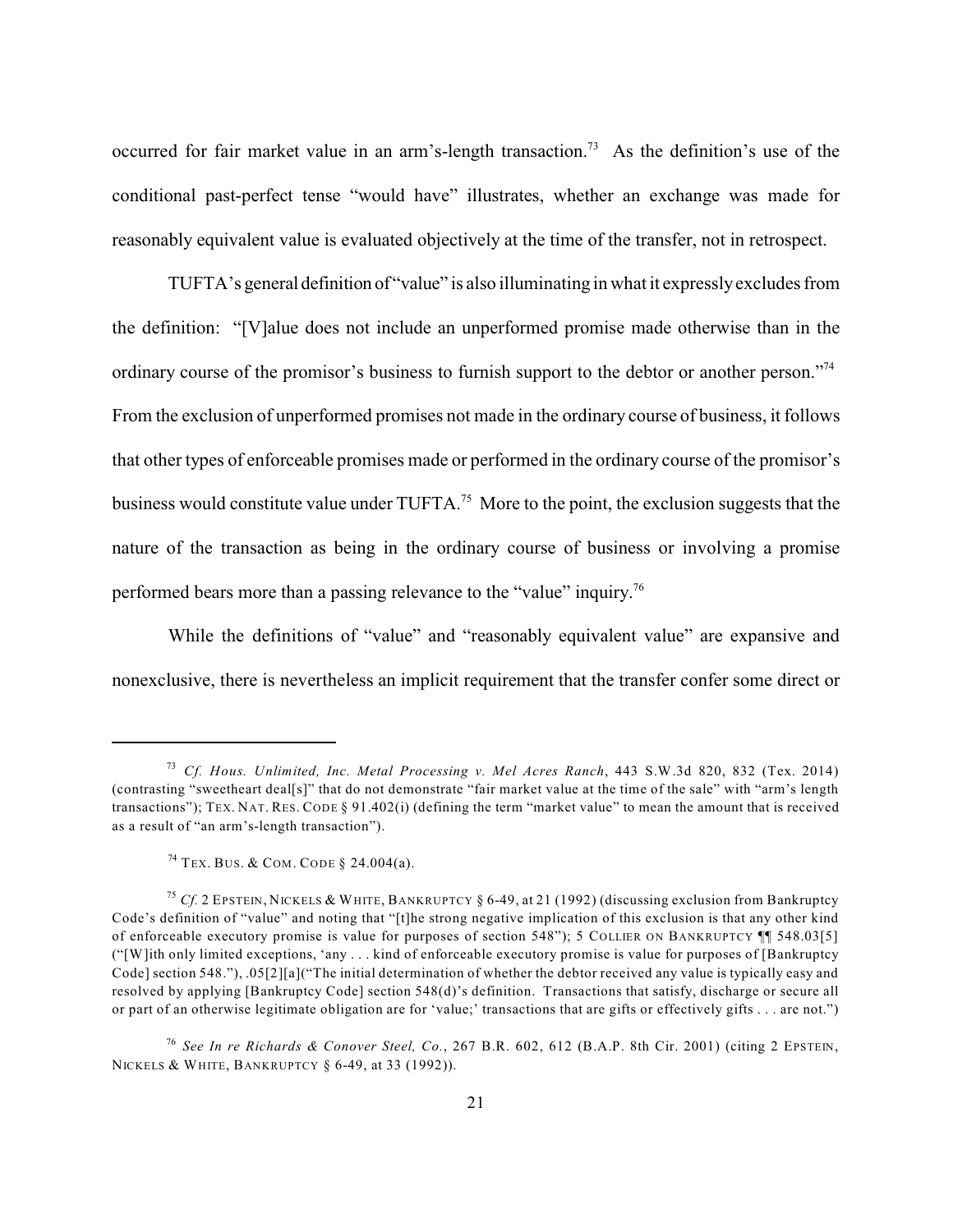occurred for fair market value in an arm's-length transaction.[73] As the definition's use of the conditional past-perfect tense "would have" illustrates, whether an exchange was made for reasonably equivalent value is evaluated objectively at the time of the transfer, not in retrospect.

TUFTA's general definition of "value" is also illuminating in what it expressly excludes from the definition: "[V]alue does not include an unperformed promise made otherwise than in the ordinary course of the promisor's business to furnish support to the debtor or another person."[74] From the exclusion of unperformed promises not made in the ordinary course of business, it follows that other types of enforceable promises made or performed in the ordinary course of the promisor's business would constitute value under TUFTA.[75] More to the point, the exclusion suggests that the nature of the transaction as being in the ordinary course of business or involving a promise performed bears more than a passing relevance to the "value" inquiry.[76]

While the definitions of "value" and "reasonably equivalent value" are expansive and nonexclusive, there is nevertheless an implicit requirement that the transfer confer some direct or

---

[73] *Cf. Hous. Unlimited, Inc. Metal Processing v. Mel Acres Ranch*, 443 S.W.3d 820, 832 (Tex. 2014) (contrasting "sweetheart deal[s]" that do not demonstrate "fair market value at the time of the sale" with "arm's length transactions"); TEX. NAT. RES. CODE § 91.402(i) (defining the term "market value" to mean the amount that is received as a result of "an arm's-length transaction").

[74] TEX. BUS. & COM. CODE § 24.004(a).

[75] *Cf.* 2 EPSTEIN, NICKELS & WHITE, BANKRUPTCY § 6-49, at 21 (1992) (discussing exclusion from Bankruptcy Code's definition of "value" and noting that "[t]he strong negative implication of this exclusion is that any other kind of enforceable executory promise is value for purposes of section 548"); 5 COLLIER ON BANKRUPTCY ¶¶ 548.03[5] ("[W]ith only limited exceptions, 'any . . . kind of enforceable executory promise is value for purposes of [Bankruptcy Code] section 548."), .05[2][a]("The initial determination of whether the debtor received any value is typically easy and resolved by applying [Bankruptcy Code] section 548(d)'s definition. Transactions that satisfy, discharge or secure all or part of an otherwise legitimate obligation are for 'value;' transactions that are gifts or effectively gifts . . . are not.")

[76] *See In re Richards & Conover Steel, Co.*, 267 B.R. 602, 612 (B.A.P. 8th Cir. 2001) (citing 2 EPSTEIN, NICKELS & WHITE, BANKRUPTCY § 6-49, at 33 (1992)).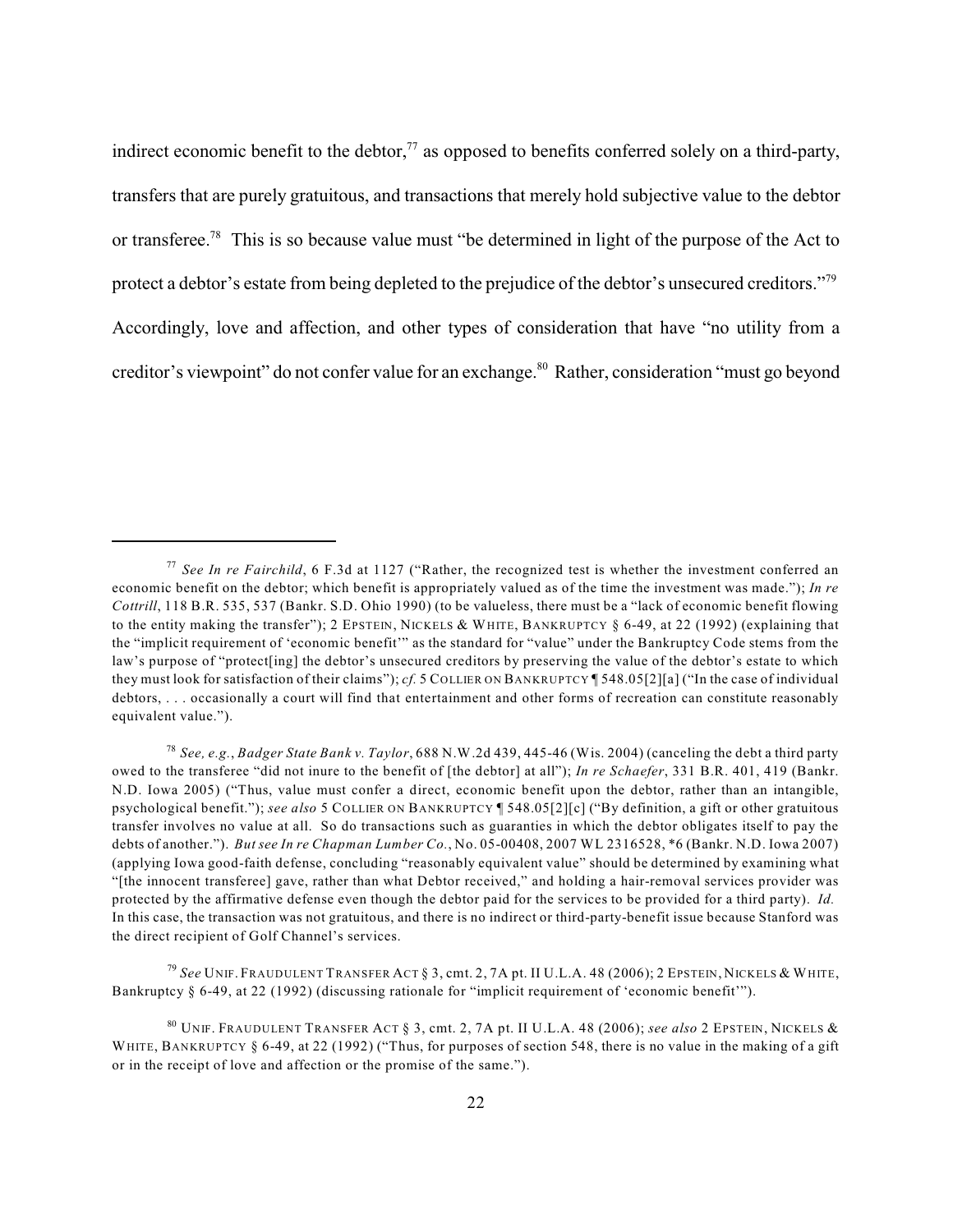indirect economic benefit to the debtor,[77] as opposed to benefits conferred solely on a third-party, transfers that are purely gratuitous, and transactions that merely hold subjective value to the debtor or transferee.[78] This is so because value must "be determined in light of the purpose of the Act to protect a debtor's estate from being depleted to the prejudice of the debtor's unsecured creditors."[79] Accordingly, love and affection, and other types of consideration that have "no utility from a creditor's viewpoint" do not confer value for an exchange.[80] Rather, consideration "must go beyond

---

[77] *See In re Fairchild*, 6 F.3d at 1127 ("Rather, the recognized test is whether the investment conferred an economic benefit on the debtor; which benefit is appropriately valued as of the time the investment was made."); *In re Cottrill*, 118 B.R. 535, 537 (Bankr. S.D. Ohio 1990) (to be valueless, there must be a "lack of economic benefit flowing to the entity making the transfer"); 2 EPSTEIN, NICKELS & WHITE, BANKRUPTCY § 6-49, at 22 (1992) (explaining that the "implicit requirement of 'economic benefit'" as the standard for "value" under the Bankruptcy Code stems from the law's purpose of "protect[ing] the debtor's unsecured creditors by preserving the value of the debtor's estate to which they must look for satisfaction of their claims"); *cf.* 5 COLLIER ON BANKRUPTCY ¶ 548.05[2][a] ("In the case of individual debtors, . . . occasionally a court will find that entertainment and other forms of recreation can constitute reasonably equivalent value.").

[78] *See, e.g.*, *Badger State Bank v. Taylor*, 688 N.W.2d 439, 445-46 (Wis. 2004) (canceling the debt a third party owed to the transferee "did not inure to the benefit of [the debtor] at all"); *In re Schaefer*, 331 B.R. 401, 419 (Bankr. N.D. Iowa 2005) ("Thus, value must confer a direct, economic benefit upon the debtor, rather than an intangible, psychological benefit."); *see also* 5 COLLIER ON BANKRUPTCY ¶ 548.05[2][c] ("By definition, a gift or other gratuitous transfer involves no value at all. So do transactions such as guaranties in which the debtor obligates itself to pay the debts of another."). *But see In re Chapman Lumber Co.*, No. 05-00408, 2007 WL 2316528, *6 (Bankr. N.D. Iowa 2007) (applying Iowa good-faith defense, concluding "reasonably equivalent value" should be determined by examining what "[the innocent transferee] gave, rather than what Debtor received," and holding a hair-removal services provider was protected by the affirmative defense even though the debtor paid for the services to be provided for a third party). *Id.* In this case, the transaction was not gratuitous, and there is no indirect or third-party-benefit issue because Stanford was the direct recipient of Golf Channel's services.

[79] *See* UNIF. FRAUDULENT TRANSFER ACT § 3, cmt. 2, 7A pt. II U.L.A. 48 (2006); 2 EPSTEIN, NICKELS & WHITE, Bankruptcy § 6-49, at 22 (1992) (discussing rationale for "implicit requirement of 'economic benefit'").

[80] UNIF. FRAUDULENT TRANSFER ACT § 3, cmt. 2, 7A pt. II U.L.A. 48 (2006); *see also* 2 EPSTEIN, NICKELS & WHITE, BANKRUPTCY § 6-49, at 22 (1992) ("Thus, for purposes of section 548, there is no value in the making of a gift or in the receipt of love and affection or the promise of the same.").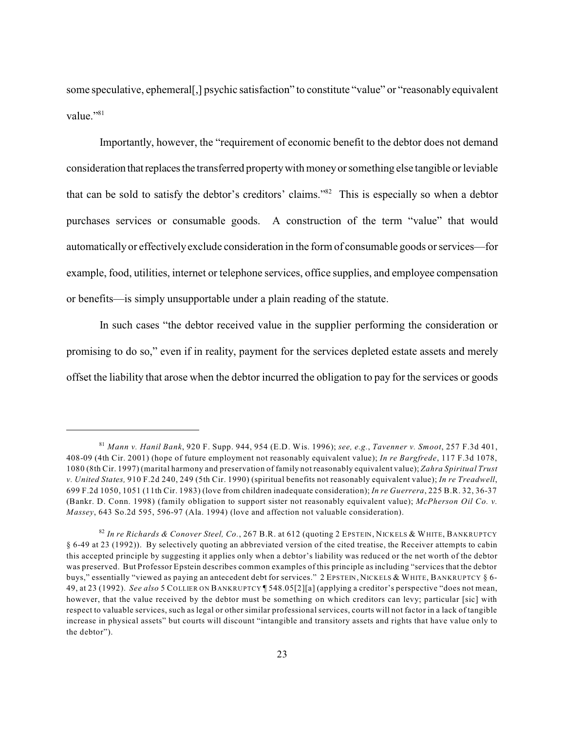some speculative, ephemeral[,] psychic satisfaction" to constitute "value" or "reasonably equivalent value."[81]

Importantly, however, the "requirement of economic benefit to the debtor does not demand consideration that replaces the transferred property with money or something else tangible or leviable that can be sold to satisfy the debtor's creditors' claims."[82] This is especially so when a debtor purchases services or consumable goods. A construction of the term "value" that would automatically or effectively exclude consideration in the form of consumable goods or services—for example, food, utilities, internet or telephone services, office supplies, and employee compensation or benefits—is simply unsupportable under a plain reading of the statute.

In such cases "the debtor received value in the supplier performing the consideration or promising to do so," even if in reality, payment for the services depleted estate assets and merely offset the liability that arose when the debtor incurred the obligation to pay for the services or goods

---

[81] *Mann v. Hanil Bank*, 920 F. Supp. 944, 954 (E.D. Wis. 1996); *see, e.g.*, *Tavenner v. Smoot*, 257 F.3d 401, 408-09 (4th Cir. 2001) (hope of future employment not reasonably equivalent value); *In re Bargfrede*, 117 F.3d 1078, 1080 (8th Cir. 1997) (marital harmony and preservation of family not reasonably equivalent value); *Zahra Spiritual Trust v. United States,* 910 F.2d 240, 249 (5th Cir. 1990) (spiritual benefits not reasonably equivalent value); *In re Treadwell*, 699 F.2d 1050, 1051 (11th Cir. 1983) (love from children inadequate consideration); *In re Guerrera*, 225 B.R. 32, 36-37 (Bankr. D. Conn. 1998) (family obligation to support sister not reasonably equivalent value); *McPherson Oil Co. v. Massey*, 643 So.2d 595, 596-97 (Ala. 1994) (love and affection not valuable consideration).

[82] *In re Richards & Conover Steel, Co.*, 267 B.R. at 612 (quoting 2 EPSTEIN, NICKELS & WHITE, BANKRUPTCY § 6-49 at 23 (1992)). By selectively quoting an abbreviated version of the cited treatise, the Receiver attempts to cabin this accepted principle by suggesting it applies only when a debtor's liability was reduced or the net worth of the debtor was preserved. But Professor Epstein describes common examples of this principle as including "services that the debtor buys," essentially "viewed as paying an antecedent debt for services." 2 EPSTEIN, NICKELS & WHITE, BANKRUPTCY § 6-49, at 23 (1992). *See also* 5 COLLIER ON BANKRUPTCY ¶ 548.05[2][a] (applying a creditor's perspective "does not mean, however, that the value received by the debtor must be something on which creditors can levy; particular [sic] with respect to valuable services, such as legal or other similar professional services, courts will not factor in a lack of tangible increase in physical assets" but courts will discount "intangible and transitory assets and rights that have value only to the debtor").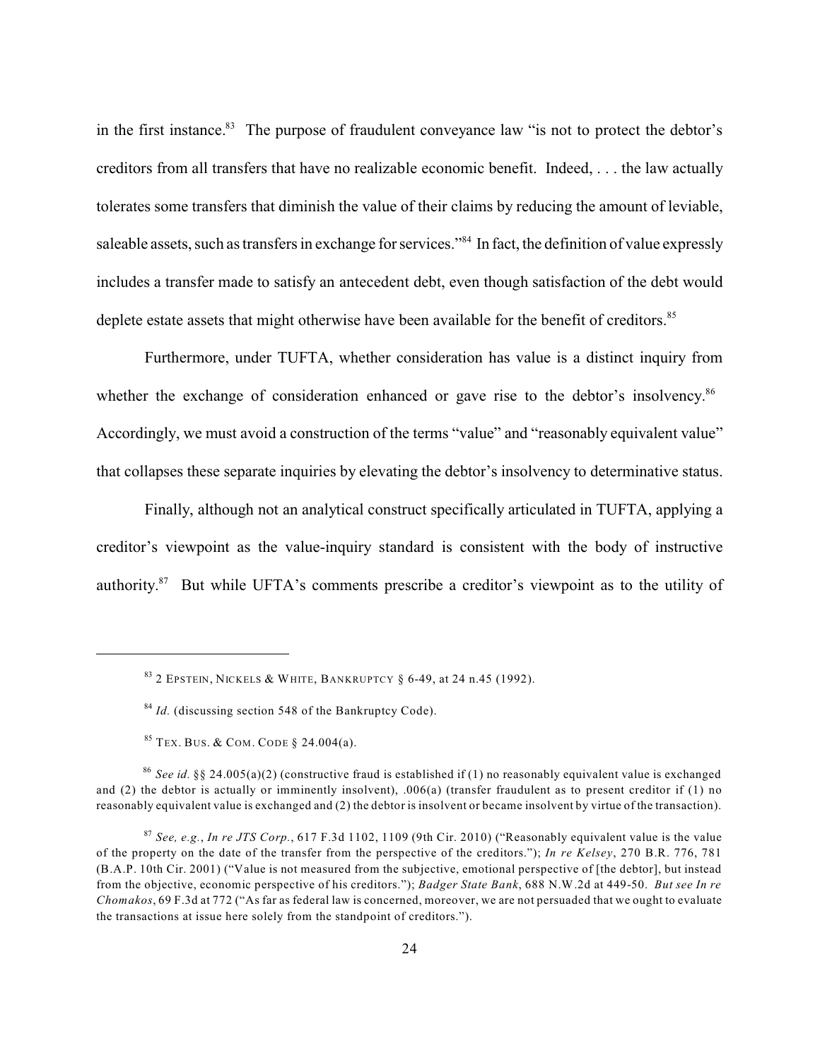in the first instance.[83] The purpose of fraudulent conveyance law "is not to protect the debtor's creditors from all transfers that have no realizable economic benefit. Indeed, . . . the law actually tolerates some transfers that diminish the value of their claims by reducing the amount of leviable, saleable assets, such as transfers in exchange for services."[84] In fact, the definition of value expressly includes a transfer made to satisfy an antecedent debt, even though satisfaction of the debt would deplete estate assets that might otherwise have been available for the benefit of creditors.[85]

Furthermore, under TUFTA, whether consideration has value is a distinct inquiry from whether the exchange of consideration enhanced or gave rise to the debtor's insolvency.[86] Accordingly, we must avoid a construction of the terms "value" and "reasonably equivalent value" that collapses these separate inquiries by elevating the debtor's insolvency to determinative status.

Finally, although not an analytical construct specifically articulated in TUFTA, applying a creditor's viewpoint as the value-inquiry standard is consistent with the body of instructive authority.[87] But while UFTA's comments prescribe a creditor's viewpoint as to the utility of

---

[83] 2 Epstein, Nickels & White, Bankruptcy § 6-49, at 24 n.45 (1992).

[84] *Id.* (discussing section 548 of the Bankruptcy Code).

[85] Tex. Bus. & Com. Code § 24.004(a).

[86] *See id.* §§ 24.005(a)(2) (constructive fraud is established if (1) no reasonably equivalent value is exchanged and (2) the debtor is actually or imminently insolvent), .006(a) (transfer fraudulent as to present creditor if (1) no reasonably equivalent value is exchanged and (2) the debtor is insolvent or became insolvent by virtue of the transaction).

[87] *See, e.g.*, *In re JTS Corp.*, 617 F.3d 1102, 1109 (9th Cir. 2010) ("Reasonably equivalent value is the value of the property on the date of the transfer from the perspective of the creditors."); *In re Kelsey*, 270 B.R. 776, 781 (B.A.P. 10th Cir. 2001) ("Value is not measured from the subjective, emotional perspective of [the debtor], but instead from the objective, economic perspective of his creditors."); *Badger State Bank*, 688 N.W.2d at 449-50. *But see In re Chomakos*, 69 F.3d at 772 ("As far as federal law is concerned, moreover, we are not persuaded that we ought to evaluate the transactions at issue here solely from the standpoint of creditors.").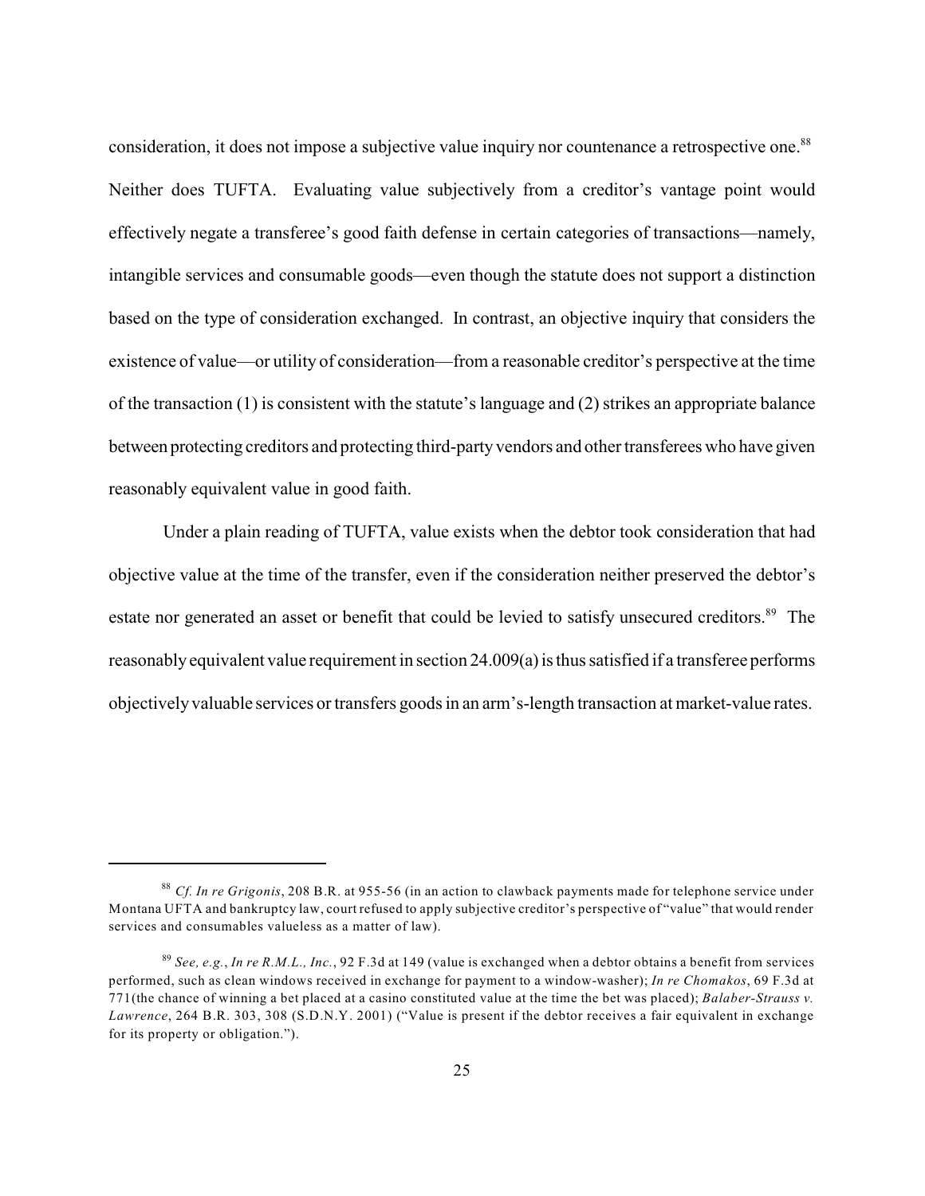consideration, it does not impose a subjective value inquiry nor countenance a retrospective one.[88] Neither does TUFTA. Evaluating value subjectively from a creditor's vantage point would effectively negate a transferee's good faith defense in certain categories of transactions—namely, intangible services and consumable goods—even though the statute does not support a distinction based on the type of consideration exchanged. In contrast, an objective inquiry that considers the existence of value—or utility of consideration—from a reasonable creditor's perspective at the time of the transaction (1) is consistent with the statute's language and (2) strikes an appropriate balance between protecting creditors and protecting third-party vendors and other transferees who have given reasonably equivalent value in good faith.

Under a plain reading of TUFTA, value exists when the debtor took consideration that had objective value at the time of the transfer, even if the consideration neither preserved the debtor's estate nor generated an asset or benefit that could be levied to satisfy unsecured creditors.[89] The reasonably equivalent value requirement in section 24.009(a) is thus satisfied if a transferee performs objectively valuable services or transfers goods in an arm's-length transaction at market-value rates.

---

[88] *Cf. In re Grigonis*, 208 B.R. at 955-56 (in an action to clawback payments made for telephone service under Montana UFTA and bankruptcy law, court refused to apply subjective creditor's perspective of "value" that would render services and consumables valueless as a matter of law).

[89] *See, e.g.*, *In re R.M.L., Inc.*, 92 F.3d at 149 (value is exchanged when a debtor obtains a benefit from services performed, such as clean windows received in exchange for payment to a window-washer); *In re Chomakos*, 69 F.3d at 771(the chance of winning a bet placed at a casino constituted value at the time the bet was placed); *Balaber-Strauss v. Lawrence*, 264 B.R. 303, 308 (S.D.N.Y. 2001) ("Value is present if the debtor receives a fair equivalent in exchange for its property or obligation.").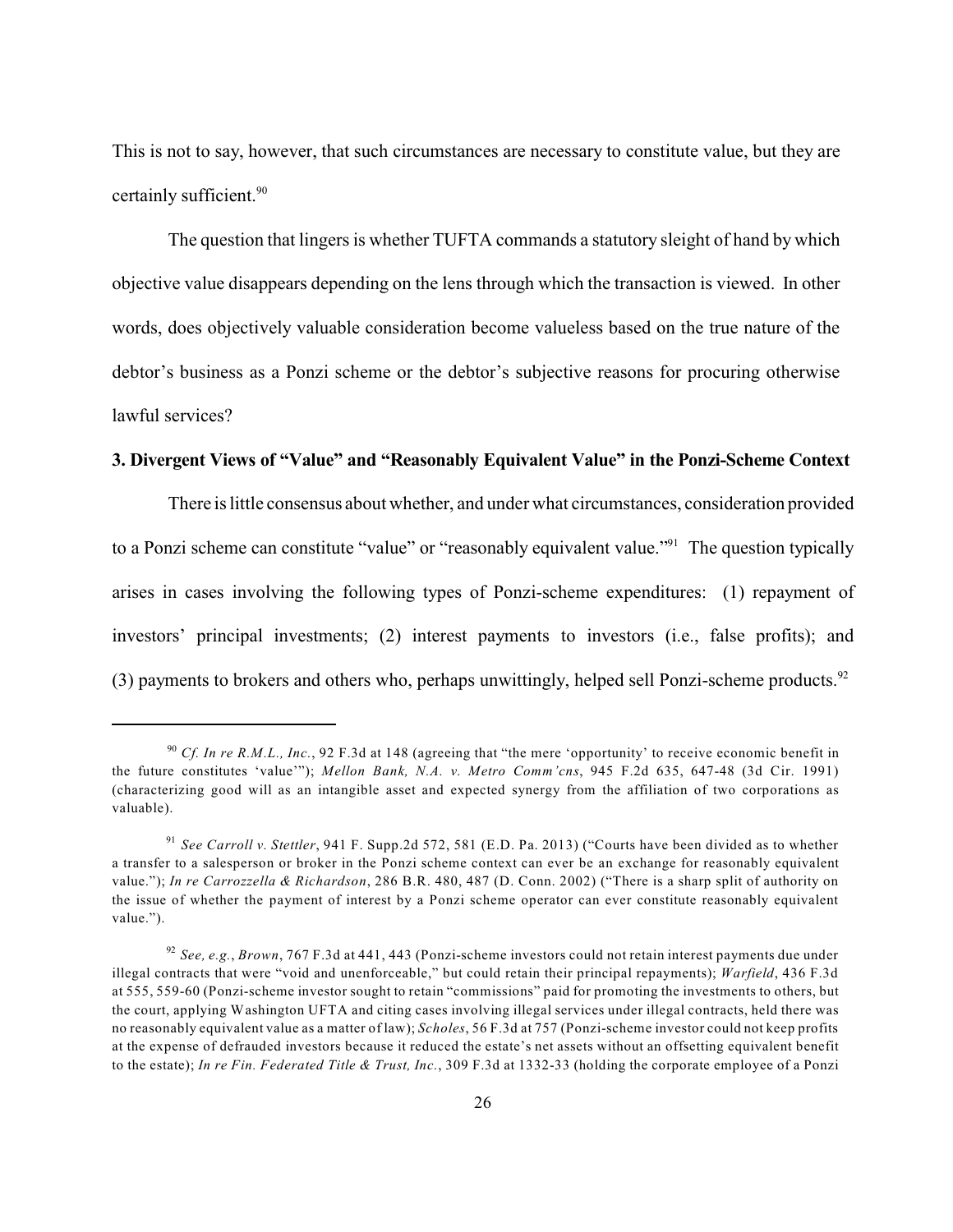This is not to say, however, that such circumstances are necessary to constitute value, but they are certainly sufficient.[90]

The question that lingers is whether TUFTA commands a statutory sleight of hand by which objective value disappears depending on the lens through which the transaction is viewed. In other words, does objectively valuable consideration become valueless based on the true nature of the debtor's business as a Ponzi scheme or the debtor's subjective reasons for procuring otherwise lawful services?

**3. Divergent Views of "Value" and "Reasonably Equivalent Value" in the Ponzi-Scheme Context**

There is little consensus about whether, and under what circumstances, consideration provided to a Ponzi scheme can constitute "value" or "reasonably equivalent value."[91] The question typically arises in cases involving the following types of Ponzi-scheme expenditures: (1) repayment of investors' principal investments; (2) interest payments to investors (i.e., false profits); and (3) payments to brokers and others who, perhaps unwittingly, helped sell Ponzi-scheme products.[92]

---

[90] *Cf. In re R.M.L., Inc.*, 92 F.3d at 148 (agreeing that "the mere 'opportunity' to receive economic benefit in the future constitutes 'value'"); *Mellon Bank, N.A. v. Metro Comm'cns*, 945 F.2d 635, 647-48 (3d Cir. 1991) (characterizing good will as an intangible asset and expected synergy from the affiliation of two corporations as valuable).

[91] *See Carroll v. Stettler*, 941 F. Supp.2d 572, 581 (E.D. Pa. 2013) ("Courts have been divided as to whether a transfer to a salesperson or broker in the Ponzi scheme context can ever be an exchange for reasonably equivalent value."); *In re Carrozzella & Richardson*, 286 B.R. 480, 487 (D. Conn. 2002) ("There is a sharp split of authority on the issue of whether the payment of interest by a Ponzi scheme operator can ever constitute reasonably equivalent value.").

[92] *See, e.g.*, *Brown*, 767 F.3d at 441, 443 (Ponzi-scheme investors could not retain interest payments due under illegal contracts that were "void and unenforceable," but could retain their principal repayments); *Warfield*, 436 F.3d at 555, 559-60 (Ponzi-scheme investor sought to retain "commissions" paid for promoting the investments to others, but the court, applying Washington UFTA and citing cases involving illegal services under illegal contracts, held there was no reasonably equivalent value as a matter of law); *Scholes*, 56 F.3d at 757 (Ponzi-scheme investor could not keep profits at the expense of defrauded investors because it reduced the estate's net assets without an offsetting equivalent benefit to the estate); *In re Fin. Federated Title & Trust, Inc.*, 309 F.3d at 1332-33 (holding the corporate employee of a Ponzi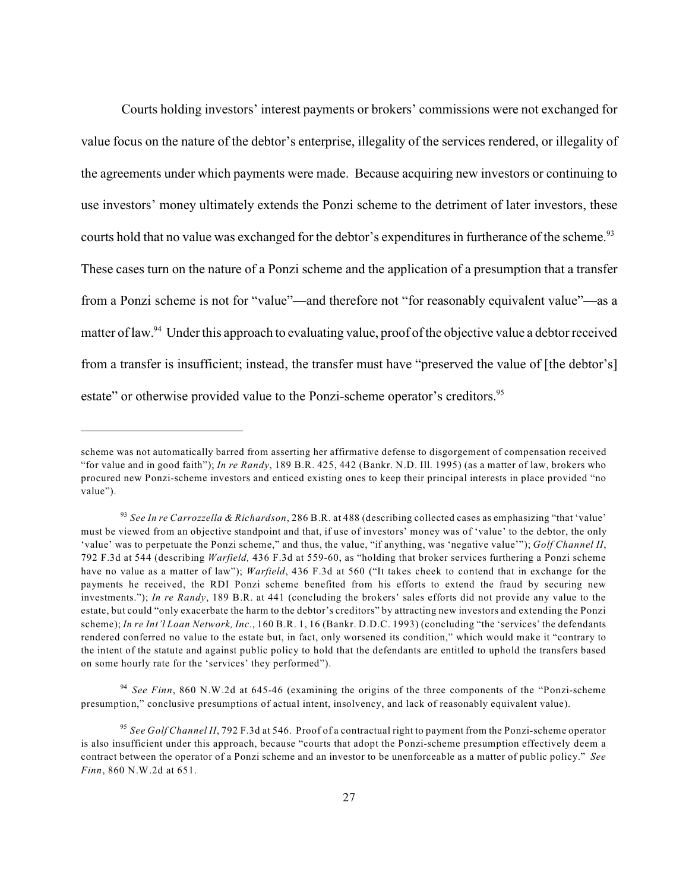Courts holding investors' interest payments or brokers' commissions were not exchanged for value focus on the nature of the debtor's enterprise, illegality of the services rendered, or illegality of the agreements under which payments were made. Because acquiring new investors or continuing to use investors' money ultimately extends the Ponzi scheme to the detriment of later investors, these courts hold that no value was exchanged for the debtor's expenditures in furtherance of the scheme.[93] These cases turn on the nature of a Ponzi scheme and the application of a presumption that a transfer from a Ponzi scheme is not for "value"—and therefore not "for reasonably equivalent value"—as a matter of law.[94] Under this approach to evaluating value, proof of the objective value a debtor received from a transfer is insufficient; instead, the transfer must have "preserved the value of [the debtor's] estate" or otherwise provided value to the Ponzi-scheme operator's creditors.[95]

---

scheme was not automatically barred from asserting her affirmative defense to disgorgement of compensation received "for value and in good faith"); *In re Randy*, 189 B.R. 425, 442 (Bankr. N.D. Ill. 1995) (as a matter of law, brokers who procured new Ponzi-scheme investors and enticed existing ones to keep their principal interests in place provided "no value").

[93] *See In re Carrozzella & Richardson*, 286 B.R. at 488 (describing collected cases as emphasizing "that 'value' must be viewed from an objective standpoint and that, if use of investors' money was of 'value' to the debtor, the only 'value' was to perpetuate the Ponzi scheme," and thus, the value, "if anything, was 'negative value'"); *Golf Channel II*, 792 F.3d at 544 (describing *Warfield,* 436 F.3d at 559-60, as "holding that broker services furthering a Ponzi scheme have no value as a matter of law"); *Warfield*, 436 F.3d at 560 ("It takes cheek to contend that in exchange for the payments he received, the RDI Ponzi scheme benefited from his efforts to extend the fraud by securing new investments."); *In re Randy*, 189 B.R. at 441 (concluding the brokers' sales efforts did not provide any value to the estate, but could "only exacerbate the harm to the debtor's creditors" by attracting new investors and extending the Ponzi scheme); *In re Int'l Loan Network, Inc.*, 160 B.R. 1, 16 (Bankr. D.D.C. 1993) (concluding "the 'services' the defendants rendered conferred no value to the estate but, in fact, only worsened its condition," which would make it "contrary to the intent of the statute and against public policy to hold that the defendants are entitled to uphold the transfers based on some hourly rate for the 'services' they performed").

[94] *See Finn*, 860 N.W.2d at 645-46 (examining the origins of the three components of the "Ponzi-scheme presumption," conclusive presumptions of actual intent, insolvency, and lack of reasonably equivalent value).

[95] *See Golf Channel II*, 792 F.3d at 546. Proof of a contractual right to payment from the Ponzi-scheme operator is also insufficient under this approach, because "courts that adopt the Ponzi-scheme presumption effectively deem a contract between the operator of a Ponzi scheme and an investor to be unenforceable as a matter of public policy." *See Finn*, 860 N.W.2d at 651.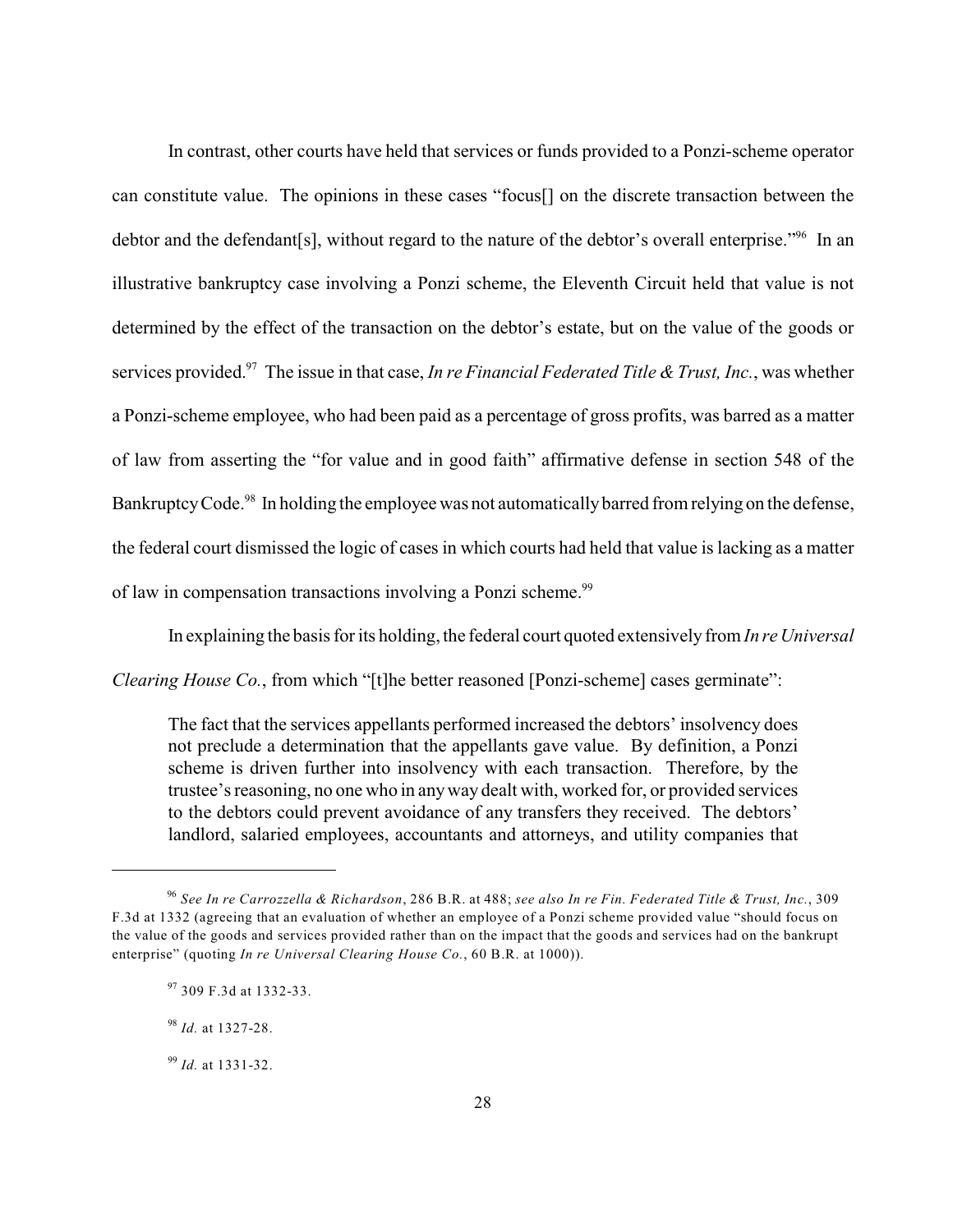In contrast, other courts have held that services or funds provided to a Ponzi-scheme operator can constitute value. The opinions in these cases "focus[] on the discrete transaction between the debtor and the defendant[s], without regard to the nature of the debtor's overall enterprise."[96] In an illustrative bankruptcy case involving a Ponzi scheme, the Eleventh Circuit held that value is not determined by the effect of the transaction on the debtor's estate, but on the value of the goods or services provided.[97] The issue in that case, *In re Financial Federated Title & Trust, Inc.*, was whether a Ponzi-scheme employee, who had been paid as a percentage of gross profits, was barred as a matter of law from asserting the "for value and in good faith" affirmative defense in section 548 of the Bankruptcy Code.[98] In holding the employee was not automatically barred from relying on the defense, the federal court dismissed the logic of cases in which courts had held that value is lacking as a matter of law in compensation transactions involving a Ponzi scheme.[99]

In explaining the basis for its holding, the federal court quoted extensively from *In re Universal Clearing House Co.*, from which "[t]he better reasoned [Ponzi-scheme] cases germinate":

> The fact that the services appellants performed increased the debtors' insolvency does not preclude a determination that the appellants gave value. By definition, a Ponzi scheme is driven further into insolvency with each transaction. Therefore, by the trustee's reasoning, no one who in any way dealt with, worked for, or provided services to the debtors could prevent avoidance of any transfers they received. The debtors' landlord, salaried employees, accountants and attorneys, and utility companies that

---

[96] *See In re Carrozzella & Richardson*, 286 B.R. at 488; *see also In re Fin. Federated Title & Trust, Inc.*, 309 F.3d at 1332 (agreeing that an evaluation of whether an employee of a Ponzi scheme provided value "should focus on the value of the goods and services provided rather than on the impact that the goods and services had on the bankrupt enterprise" (quoting *In re Universal Clearing House Co.*, 60 B.R. at 1000)).

[97] 309 F.3d at 1332-33.

[98] *Id.* at 1327-28.

[99] *Id.* at 1331-32.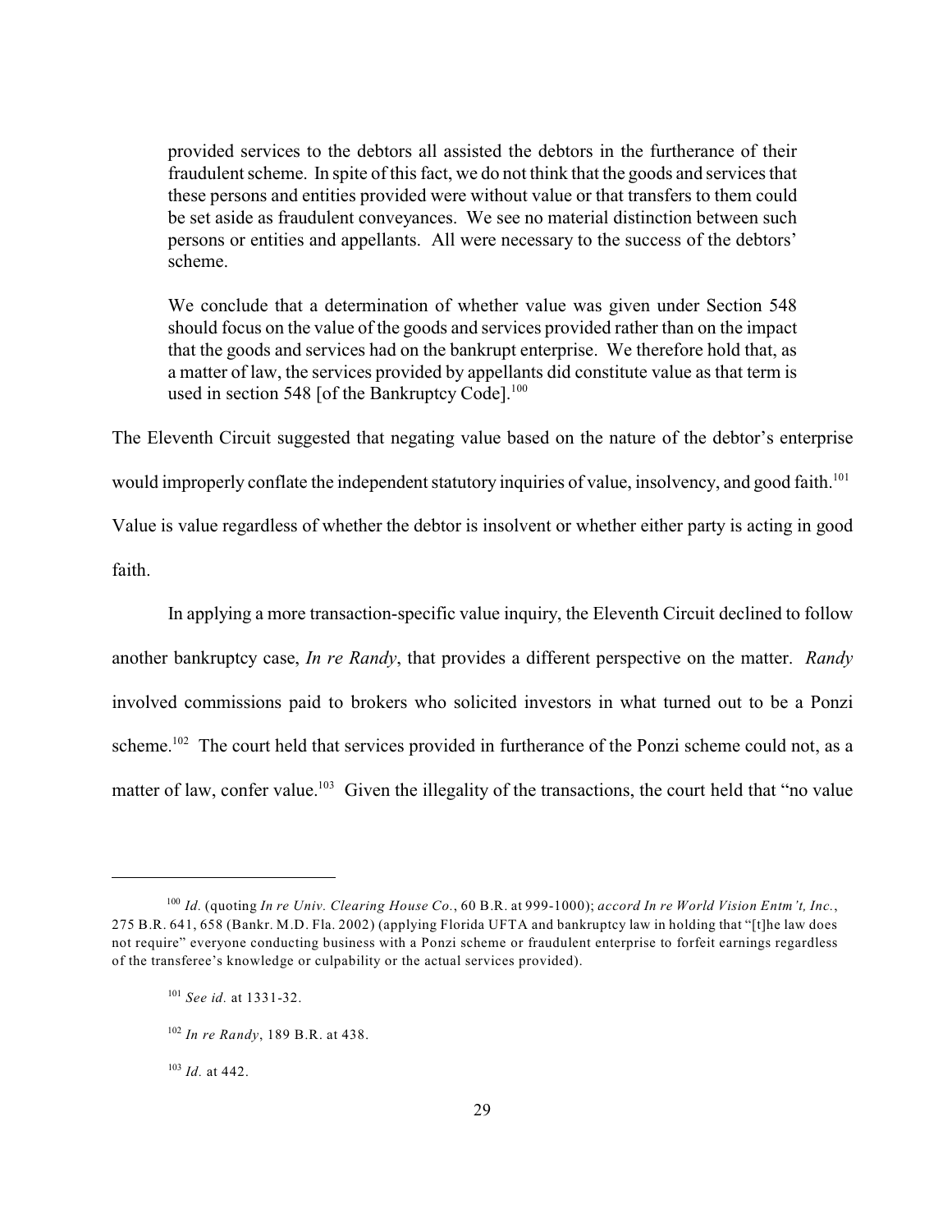> provided services to the debtors all assisted the debtors in the furtherance of their fraudulent scheme. In spite of this fact, we do not think that the goods and services that these persons and entities provided were without value or that transfers to them could be set aside as fraudulent conveyances. We see no material distinction between such persons or entities and appellants. All were necessary to the success of the debtors' scheme.
>
> We conclude that a determination of whether value was given under Section 548 should focus on the value of the goods and services provided rather than on the impact that the goods and services had on the bankrupt enterprise. We therefore hold that, as a matter of law, the services provided by appellants did constitute value as that term is used in section 548 [of the Bankruptcy Code].[100]

The Eleventh Circuit suggested that negating value based on the nature of the debtor's enterprise would improperly conflate the independent statutory inquiries of value, insolvency, and good faith.[101] Value is value regardless of whether the debtor is insolvent or whether either party is acting in good faith.

In applying a more transaction-specific value inquiry, the Eleventh Circuit declined to follow another bankruptcy case, *In re Randy*, that provides a different perspective on the matter. *Randy* involved commissions paid to brokers who solicited investors in what turned out to be a Ponzi scheme.[102] The court held that services provided in furtherance of the Ponzi scheme could not, as a matter of law, confer value.[103] Given the illegality of the transactions, the court held that "no value

---

[100] *Id.* (quoting *In re Univ. Clearing House Co.*, 60 B.R. at 999-1000); *accord In re World Vision Entm't, Inc.*, 275 B.R. 641, 658 (Bankr. M.D. Fla. 2002) (applying Florida UFTA and bankruptcy law in holding that "[t]he law does not require" everyone conducting business with a Ponzi scheme or fraudulent enterprise to forfeit earnings regardless of the transferee's knowledge or culpability or the actual services provided).

[101] *See id.* at 1331-32.

[102] *In re Randy*, 189 B.R. at 438.

[103] *Id.* at 442.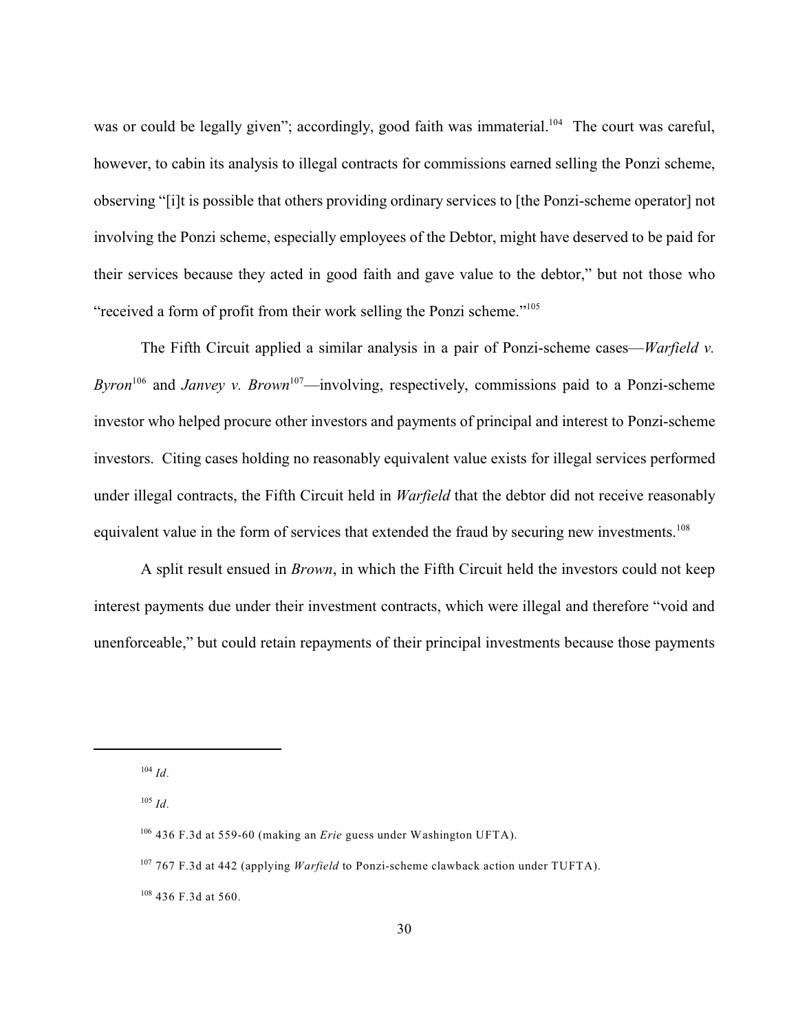was or could be legally given"; accordingly, good faith was immaterial.[104] The court was careful, however, to cabin its analysis to illegal contracts for commissions earned selling the Ponzi scheme, observing "[i]t is possible that others providing ordinary services to [the Ponzi-scheme operator] not involving the Ponzi scheme, especially employees of the Debtor, might have deserved to be paid for their services because they acted in good faith and gave value to the debtor," but not those who "received a form of profit from their work selling the Ponzi scheme."[105]

The Fifth Circuit applied a similar analysis in a pair of Ponzi-scheme cases—*Warfield v. Byron*[106] and *Janvey v. Brown*[107]—involving, respectively, commissions paid to a Ponzi-scheme investor who helped procure other investors and payments of principal and interest to Ponzi-scheme investors. Citing cases holding no reasonably equivalent value exists for illegal services performed under illegal contracts, the Fifth Circuit held in *Warfield* that the debtor did not receive reasonably equivalent value in the form of services that extended the fraud by securing new investments.[108]

A split result ensued in *Brown*, in which the Fifth Circuit held the investors could not keep interest payments due under their investment contracts, which were illegal and therefore "void and unenforceable," but could retain repayments of their principal investments because those payments

---

[104] *Id*.

[105] *Id*.

[106] 436 F.3d at 559-60 (making an *Erie* guess under Washington UFTA).

[107] 767 F.3d at 442 (applying *Warfield* to Ponzi-scheme clawback action under TUFTA).

[108] 436 F.3d at 560.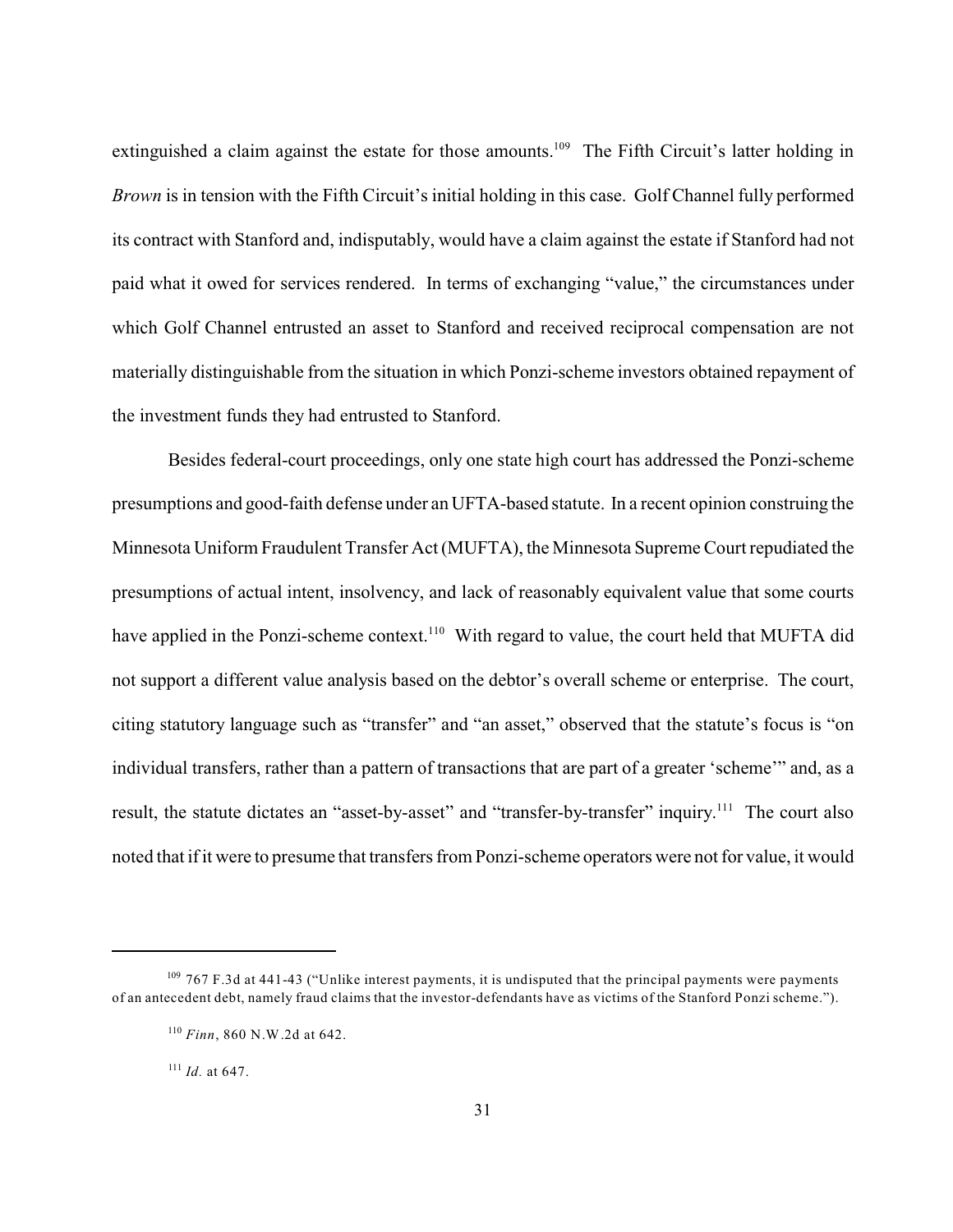extinguished a claim against the estate for those amounts.[109] The Fifth Circuit's latter holding in *Brown* is in tension with the Fifth Circuit's initial holding in this case. Golf Channel fully performed its contract with Stanford and, indisputably, would have a claim against the estate if Stanford had not paid what it owed for services rendered. In terms of exchanging "value," the circumstances under which Golf Channel entrusted an asset to Stanford and received reciprocal compensation are not materially distinguishable from the situation in which Ponzi-scheme investors obtained repayment of the investment funds they had entrusted to Stanford.

Besides federal-court proceedings, only one state high court has addressed the Ponzi-scheme presumptions and good-faith defense under an UFTA-based statute. In a recent opinion construing the Minnesota Uniform Fraudulent Transfer Act (MUFTA), the Minnesota Supreme Court repudiated the presumptions of actual intent, insolvency, and lack of reasonably equivalent value that some courts have applied in the Ponzi-scheme context.[110] With regard to value, the court held that MUFTA did not support a different value analysis based on the debtor's overall scheme or enterprise. The court, citing statutory language such as "transfer" and "an asset," observed that the statute's focus is "on individual transfers, rather than a pattern of transactions that are part of a greater 'scheme'" and, as a result, the statute dictates an "asset-by-asset" and "transfer-by-transfer" inquiry.[111] The court also noted that if it were to presume that transfers from Ponzi-scheme operators were not for value, it would

---

[109] 767 F.3d at 441-43 ("Unlike interest payments, it is undisputed that the principal payments were payments of an antecedent debt, namely fraud claims that the investor-defendants have as victims of the Stanford Ponzi scheme.").

[110] *Finn*, 860 N.W.2d at 642.

[111] *Id.* at 647.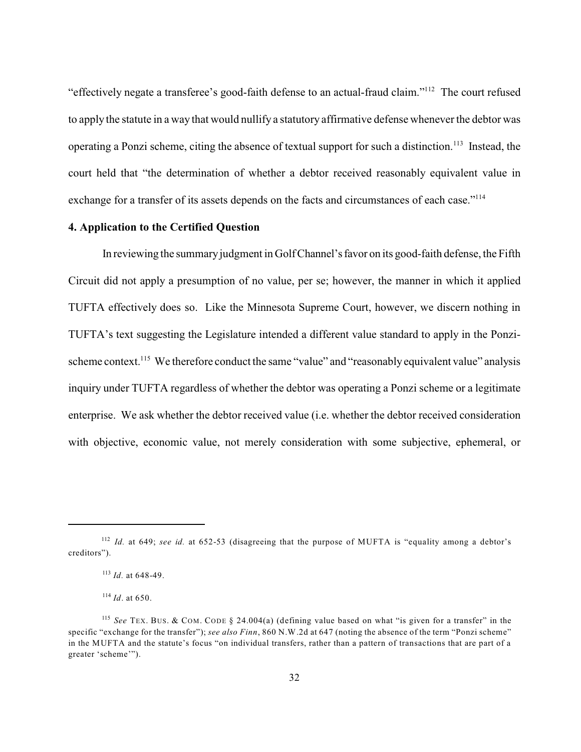"effectively negate a transferee's good-faith defense to an actual-fraud claim."[112] The court refused to apply the statute in a way that would nullify a statutory affirmative defense whenever the debtor was operating a Ponzi scheme, citing the absence of textual support for such a distinction.[113] Instead, the court held that "the determination of whether a debtor received reasonably equivalent value in exchange for a transfer of its assets depends on the facts and circumstances of each case."[114]

**4. Application to the Certified Question**

In reviewing the summary judgment in Golf Channel's favor on its good-faith defense, the Fifth Circuit did not apply a presumption of no value, per se; however, the manner in which it applied TUFTA effectively does so. Like the Minnesota Supreme Court, however, we discern nothing in TUFTA's text suggesting the Legislature intended a different value standard to apply in the Ponzi-scheme context.[115] We therefore conduct the same "value" and "reasonably equivalent value" analysis inquiry under TUFTA regardless of whether the debtor was operating a Ponzi scheme or a legitimate enterprise. We ask whether the debtor received value (i.e. whether the debtor received consideration with objective, economic value, not merely consideration with some subjective, ephemeral, or

---

[112] *Id.* at 649; *see id.* at 652-53 (disagreeing that the purpose of MUFTA is "equality among a debtor's creditors").

[113] *Id.* at 648-49.

[114] *Id*. at 650.

[115] *See* TEX. BUS. & COM. CODE § 24.004(a) (defining value based on what "is given for a transfer" in the specific "exchange for the transfer"); *see also Finn*, 860 N.W.2d at 647 (noting the absence of the term "Ponzi scheme" in the MUFTA and the statute's focus "on individual transfers, rather than a pattern of transactions that are part of a greater 'scheme'").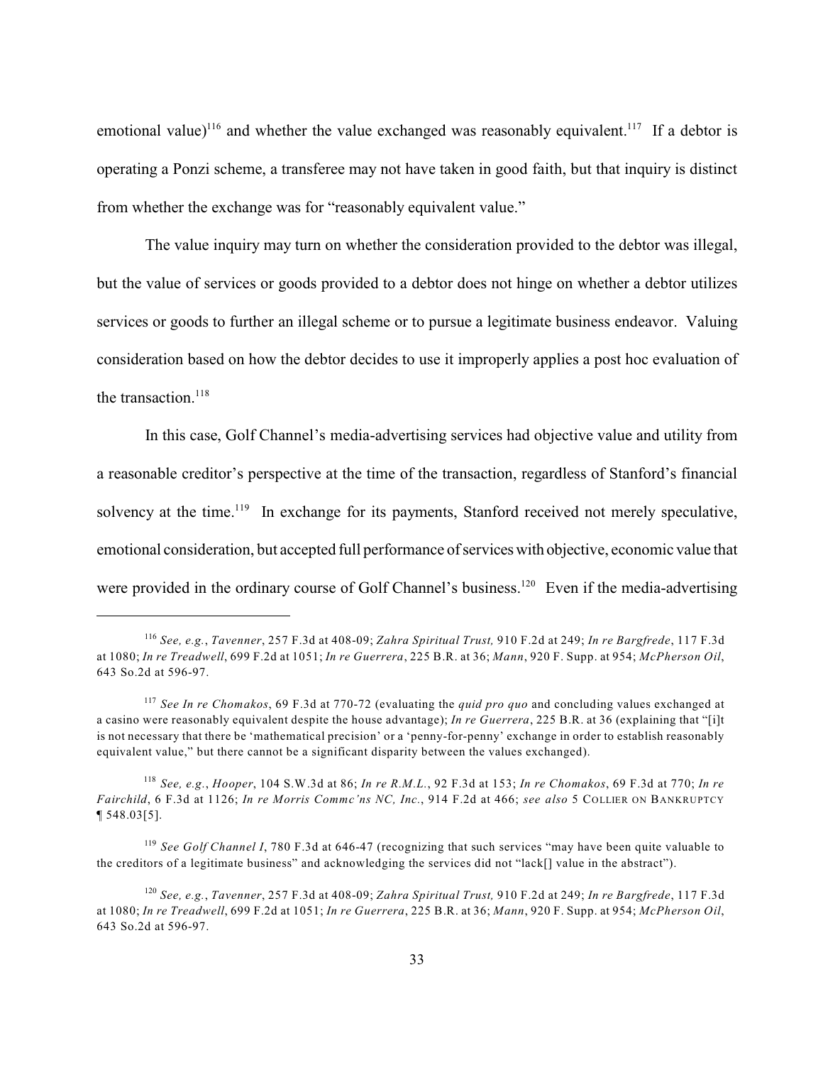emotional value)[116] and whether the value exchanged was reasonably equivalent.[117] If a debtor is operating a Ponzi scheme, a transferee may not have taken in good faith, but that inquiry is distinct from whether the exchange was for "reasonably equivalent value."

The value inquiry may turn on whether the consideration provided to the debtor was illegal, but the value of services or goods provided to a debtor does not hinge on whether a debtor utilizes services or goods to further an illegal scheme or to pursue a legitimate business endeavor. Valuing consideration based on how the debtor decides to use it improperly applies a post hoc evaluation of the transaction.[118]

In this case, Golf Channel's media-advertising services had objective value and utility from a reasonable creditor's perspective at the time of the transaction, regardless of Stanford's financial solvency at the time.[119] In exchange for its payments, Stanford received not merely speculative, emotional consideration, but accepted full performance of services with objective, economic value that were provided in the ordinary course of Golf Channel's business.[120] Even if the media-advertising

---

[116] *See, e.g.*, *Tavenner*, 257 F.3d at 408-09; *Zahra Spiritual Trust,* 910 F.2d at 249; *In re Bargfrede*, 117 F.3d at 1080; *In re Treadwell*, 699 F.2d at 1051; *In re Guerrera*, 225 B.R. at 36; *Mann*, 920 F. Supp. at 954; *McPherson Oil*, 643 So.2d at 596-97.

[117] *See In re Chomakos*, 69 F.3d at 770-72 (evaluating the *quid pro quo* and concluding values exchanged at a casino were reasonably equivalent despite the house advantage); *In re Guerrera*, 225 B.R. at 36 (explaining that "[i]t is not necessary that there be 'mathematical precision' or a 'penny-for-penny' exchange in order to establish reasonably equivalent value," but there cannot be a significant disparity between the values exchanged).

[118] *See, e.g.*, *Hooper*, 104 S.W.3d at 86; *In re R.M.L.*, 92 F.3d at 153; *In re Chomakos*, 69 F.3d at 770; *In re Fairchild*, 6 F.3d at 1126; *In re Morris Commc'ns NC, Inc.*, 914 F.2d at 466; *see also* 5 COLLIER ON BANKRUPTCY ¶ 548.03[5].

[119] *See Golf Channel I*, 780 F.3d at 646-47 (recognizing that such services "may have been quite valuable to the creditors of a legitimate business" and acknowledging the services did not "lack[] value in the abstract").

[120] *See, e.g.*, *Tavenner*, 257 F.3d at 408-09; *Zahra Spiritual Trust,* 910 F.2d at 249; *In re Bargfrede*, 117 F.3d at 1080; *In re Treadwell*, 699 F.2d at 1051; *In re Guerrera*, 225 B.R. at 36; *Mann*, 920 F. Supp. at 954; *McPherson Oil*, 643 So.2d at 596-97.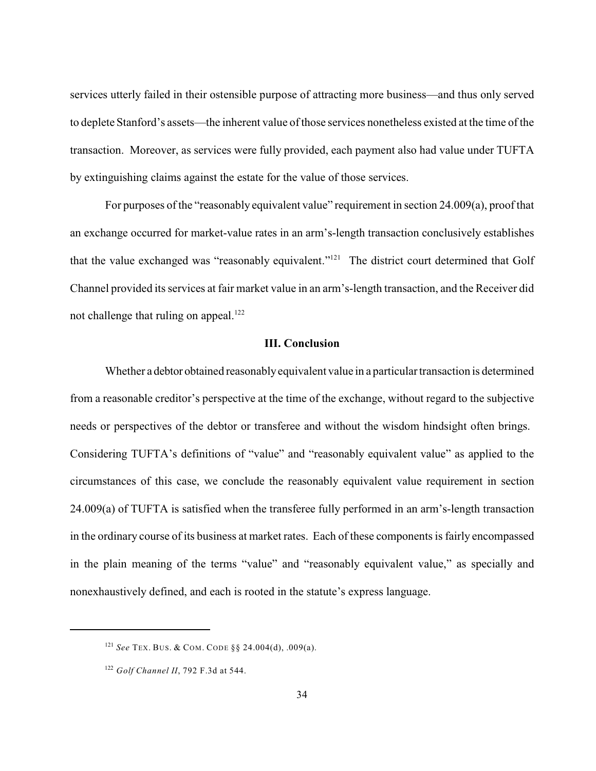services utterly failed in their ostensible purpose of attracting more business—and thus only served to deplete Stanford's assets—the inherent value of those services nonetheless existed at the time of the transaction. Moreover, as services were fully provided, each payment also had value under TUFTA by extinguishing claims against the estate for the value of those services.

For purposes of the "reasonably equivalent value" requirement in section 24.009(a), proof that an exchange occurred for market-value rates in an arm's-length transaction conclusively establishes that the value exchanged was "reasonably equivalent."[121] The district court determined that Golf Channel provided its services at fair market value in an arm's-length transaction, and the Receiver did not challenge that ruling on appeal.[122]

### III. Conclusion

Whether a debtor obtained reasonably equivalent value in a particular transaction is determined from a reasonable creditor's perspective at the time of the exchange, without regard to the subjective needs or perspectives of the debtor or transferee and without the wisdom hindsight often brings. Considering TUFTA's definitions of "value" and "reasonably equivalent value" as applied to the circumstances of this case, we conclude the reasonably equivalent value requirement in section 24.009(a) of TUFTA is satisfied when the transferee fully performed in an arm's-length transaction in the ordinary course of its business at market rates. Each of these components is fairly encompassed in the plain meaning of the terms "value" and "reasonably equivalent value," as specially and nonexhaustively defined, and each is rooted in the statute's express language.

---

[121] *See* TEX. BUS. & COM. CODE §§ 24.004(d), .009(a).

[122] *Golf Channel II*, 792 F.3d at 544.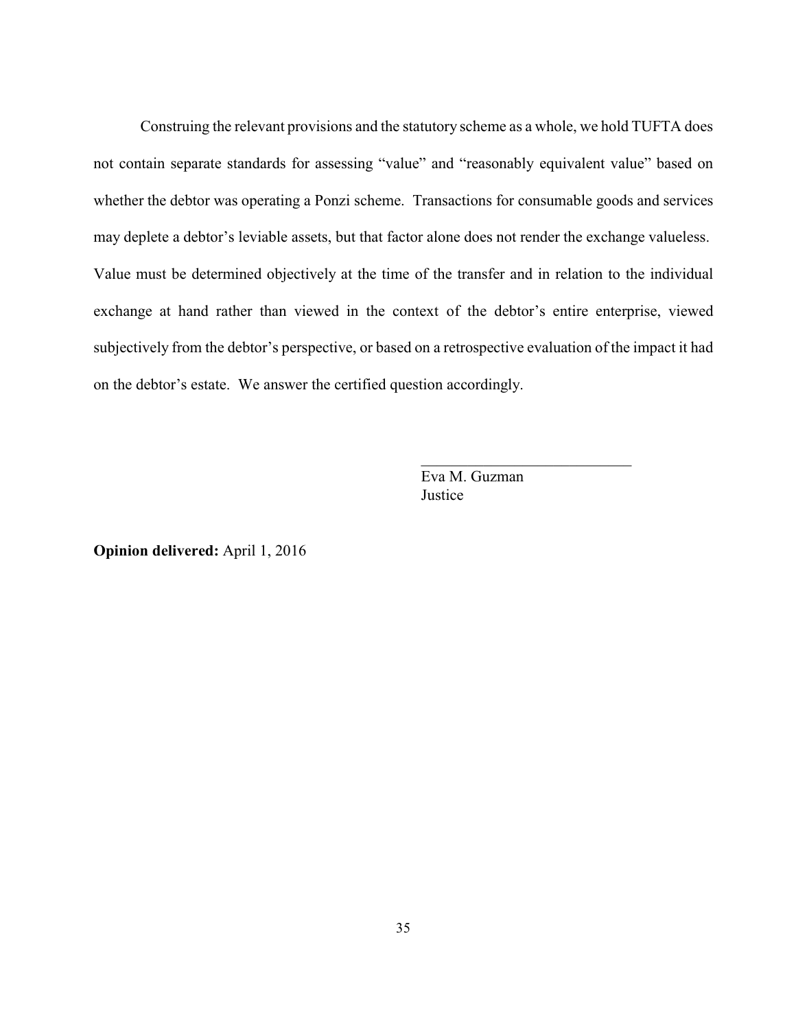Construing the relevant provisions and the statutory scheme as a whole, we hold TUFTA does not contain separate standards for assessing "value" and "reasonably equivalent value" based on whether the debtor was operating a Ponzi scheme. Transactions for consumable goods and services may deplete a debtor's leviable assets, but that factor alone does not render the exchange valueless. Value must be determined objectively at the time of the transfer and in relation to the individual exchange at hand rather than viewed in the context of the debtor's entire enterprise, viewed subjectively from the debtor's perspective, or based on a retrospective evaluation of the impact it had on the debtor's estate. We answer the certified question accordingly.

\_\_\_\_\_\_\_\_\_\_\_\_\_\_\_\_\_\_\_\_\_\_\_\_\_\_\_\_

Eva M. Guzman
Justice

**Opinion delivered:** April 1, 2016